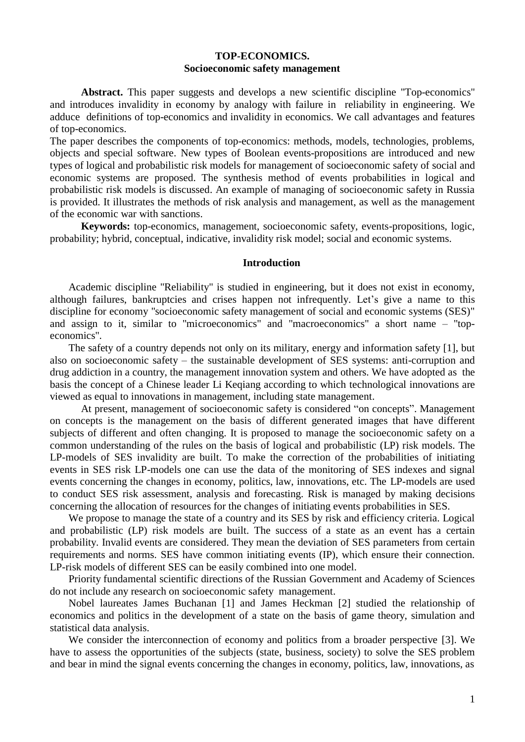# TOP-ECONOMICS.
## Socioeconomic safety management

**Abstract.** This paper suggests and develops a new scientific discipline "Top-economics" and introduces invalidity in economy by analogy with failure in reliability in engineering. We adduce definitions of top-economics and invalidity in economics. We call advantages and features of top-economics.

The paper describes the components of top-economics: methods, models, technologies, problems, objects and special software. New types of Boolean events-propositions are introduced and new types of logical and probabilistic risk models for management of socioeconomic safety of social and economic systems are proposed. The synthesis method of events probabilities in logical and probabilistic risk models is discussed. An example of managing of socioeconomic safety in Russia is provided. It illustrates the methods of risk analysis and management, as well as the management of the economic war with sanctions.

**Keywords:** top-economics, management, socioeconomic safety, events-propositions, logic, probability; hybrid, conceptual, indicative, invalidity risk model; social and economic systems.

## Introduction

Academic discipline "Reliability" is studied in engineering, but it does not exist in economy, although failures, bankruptcies and crises happen not infrequently. Let's give a name to this discipline for economy "socioeconomic safety management of social and economic systems (SES)" and assign to it, similar to "microeconomics" and "macroeconomics" a short name – "top-economics".

The safety of a country depends not only on its military, energy and information safety [1], but also on socioeconomic safety – the sustainable development of SES systems: anti-corruption and drug addiction in a country, the management innovation system and others. We have adopted as the basis the concept of a Chinese leader Li Keqiang according to which technological innovations are viewed as equal to innovations in management, including state management.

At present, management of socioeconomic safety is considered "on concepts". Management on concepts is the management on the basis of different generated images that have different subjects of different and often changing. It is proposed to manage the socioeconomic safety on a common understanding of the rules on the basis of logical and probabilistic (LP) risk models. The LP-models of SES invalidity are built. To make the correction of the probabilities of initiating events in SES risk LP-models one can use the data of the monitoring of SES indexes and signal events concerning the changes in economy, politics, law, innovations, etc. The LP-models are used to conduct SES risk assessment, analysis and forecasting. Risk is managed by making decisions concerning the allocation of resources for the changes of initiating events probabilities in SES.

We propose to manage the state of a country and its SES by risk and efficiency criteria. Logical and probabilistic (LP) risk models are built. The success of a state as an event has a certain probability. Invalid events are considered. They mean the deviation of SES parameters from certain requirements and norms. SES have common initiating events (IP), which ensure their connection. LP-risk models of different SES can be easily combined into one model.

Priority fundamental scientific directions of the Russian Government and Academy of Sciences do not include any research on socioeconomic safety management.

Nobel laureates James Buchanan [1] and James Heckman [2] studied the relationship of economics and politics in the development of a state on the basis of game theory, simulation and statistical data analysis.

We consider the interconnection of economy and politics from a broader perspective [3]. We have to assess the opportunities of the subjects (state, business, society) to solve the SES problem and bear in mind the signal events concerning the changes in economy, politics, law, innovations, as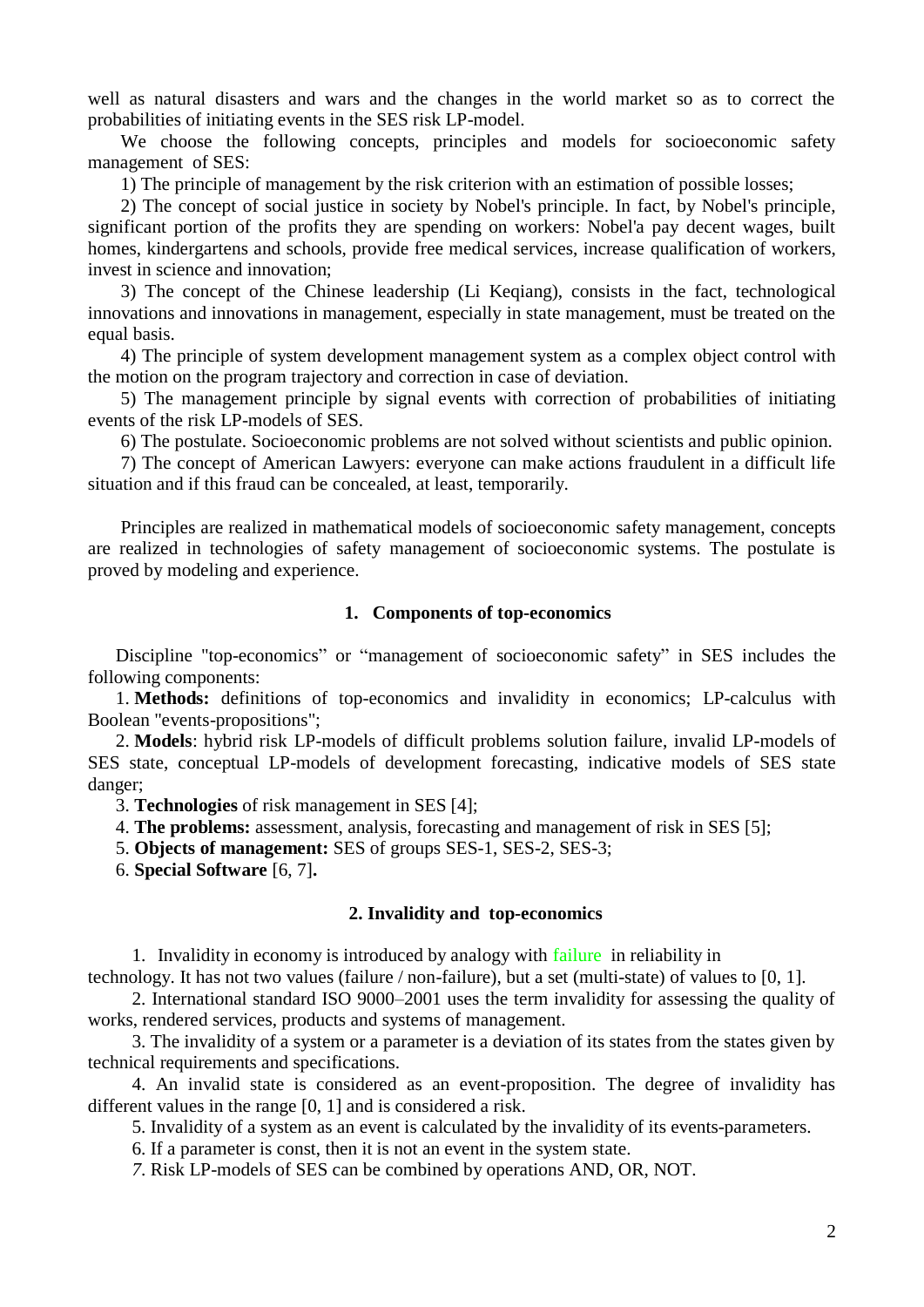well as natural disasters and wars and the changes in the world market so as to correct the probabilities of initiating events in the SES risk LP-model.

We choose the following concepts, principles and models for socioeconomic safety management of SES:

1) The principle of management by the risk criterion with an estimation of possible losses;

2) The concept of social justice in society by Nobel's principle. In fact, by Nobel's principle, significant portion of the profits they are spending on workers: Nobel'a pay decent wages, built homes, kindergartens and schools, provide free medical services, increase qualification of workers, invest in science and innovation;

3) The concept of the Chinese leadership (Li Keqiang), consists in the fact, technological innovations and innovations in management, especially in state management, must be treated on the equal basis.

4) The principle of system development management system as a complex object control with the motion on the program trajectory and correction in case of deviation.

5) The management principle by signal events with correction of probabilities of initiating events of the risk LP-models of SES.

6) The postulate. Socioeconomic problems are not solved without scientists and public opinion.

7) The concept of American Lawyers: everyone can make actions fraudulent in a difficult life situation and if this fraud can be concealed, at least, temporarily.

Principles are realized in mathematical models of socioeconomic safety management, concepts are realized in technologies of safety management of socioeconomic systems. The postulate is proved by modeling and experience.

## 1. Components of top-economics

Discipline "top-economics" or "management of socioeconomic safety" in SES includes the following components:

1. **Methods:** definitions of top-economics and invalidity in economics; LP-calculus with Boolean "events-propositions";
2. **Models**: hybrid risk LP-models of difficult problems solution failure, invalid LP-models of SES state, conceptual LP-models of development forecasting, indicative models of SES state danger;
3. **Technologies** of risk management in SES [4];
4. **The problems:** assessment, analysis, forecasting and management of risk in SES [5];
5. **Objects of management:** SES of groups SES-1, SES-2, SES-3;
6. **Special Software** [6, 7]**.**

## 2. Invalidity and top-economics

1. Invalidity in economy is introduced by analogy with failure in reliability in technology. It has not two values (failure / non-failure), but a set (multi-state) of values to [0, 1].
2. International standard ISO 9000–2001 uses the term invalidity for assessing the quality of works, rendered services, products and systems of management.
3. The invalidity of a system or a parameter is a deviation of its states from the states given by technical requirements and specifications.
4. An invalid state is considered as an event-proposition. The degree of invalidity has different values in the range [0, 1] and is considered a risk.
5. Invalidity of a system as an event is calculated by the invalidity of its events-parameters.
6. If a parameter is const, then it is not an event in the system state.
7. Risk LP-models of SES can be combined by operations AND, OR, NOT.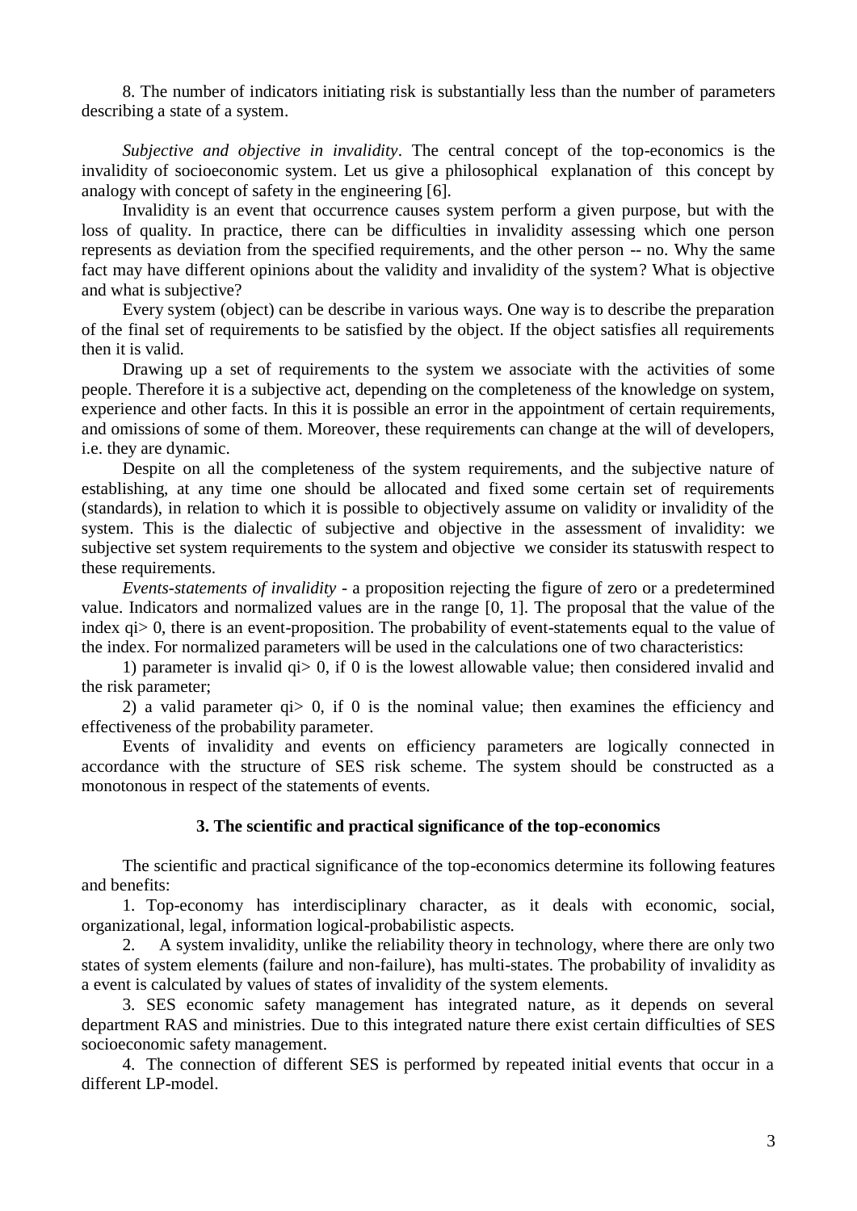8. The number of indicators initiating risk is substantially less than the number of parameters describing a state of a system.

*Subjective and objective in invalidity*. The central concept of the top-economics is the invalidity of socioeconomic system. Let us give a philosophical explanation of this concept by analogy with concept of safety in the engineering [6].

Invalidity is an event that occurrence causes system perform a given purpose, but with the loss of quality. In practice, there can be difficulties in invalidity assessing which one person represents as deviation from the specified requirements, and the other person -- no. Why the same fact may have different opinions about the validity and invalidity of the system? What is objective and what is subjective?

Every system (object) can be describe in various ways. One way is to describe the preparation of the final set of requirements to be satisfied by the object. If the object satisfies all requirements then it is valid.

Drawing up a set of requirements to the system we associate with the activities of some people. Therefore it is a subjective act, depending on the completeness of the knowledge on system, experience and other facts. In this it is possible an error in the appointment of certain requirements, and omissions of some of them. Moreover, these requirements can change at the will of developers, i.e. they are dynamic.

Despite on all the completeness of the system requirements, and the subjective nature of establishing, at any time one should be allocated and fixed some certain set of requirements (standards), in relation to which it is possible to objectively assume on validity or invalidity of the system. This is the dialectic of subjective and objective in the assessment of invalidity: we subjective set system requirements to the system and objective we consider its statuswith respect to these requirements.

*Events-statements of invalidity* - a proposition rejecting the figure of zero or a predetermined value. Indicators and normalized values are in the range [0, 1]. The proposal that the value of the index $q_i > 0$, there is an event-proposition. The probability of event-statements equal to the value of the index. For normalized parameters will be used in the calculations one of two characteristics:

1) parameter is invalid $q_i > 0$, if 0 is the lowest allowable value; then considered invalid and the risk parameter;

2) a valid parameter $q_i > 0$, if 0 is the nominal value; then examines the efficiency and effectiveness of the probability parameter.

Events of invalidity and events on efficiency parameters are logically connected in accordance with the structure of SES risk scheme. The system should be constructed as a monotonous in respect of the statements of events.

### 3. The scientific and practical significance of the top-economics

The scientific and practical significance of the top-economics determine its following features and benefits:

1. Top-economy has interdisciplinary character, as it deals with economic, social, organizational, legal, information logical-probabilistic aspects.

2. A system invalidity, unlike the reliability theory in technology, where there are only two states of system elements (failure and non-failure), has multi-states. The probability of invalidity as a event is calculated by values of states of invalidity of the system elements.

3. SES economic safety management has integrated nature, as it depends on several department RAS and ministries. Due to this integrated nature there exist certain difficulties of SES socioeconomic safety management.

4. The connection of different SES is performed by repeated initial events that occur in a different LP-model.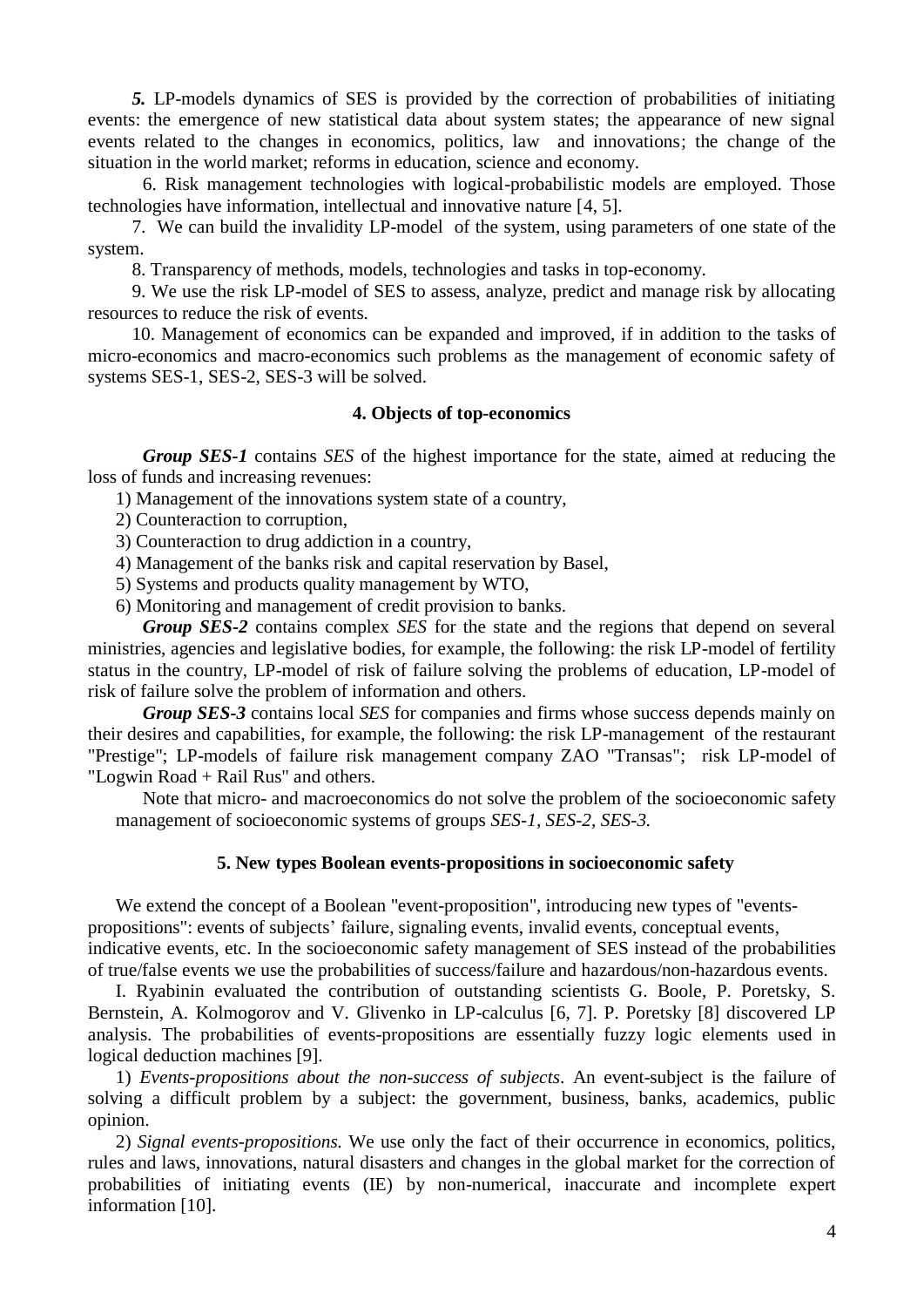***5.*** LP-models dynamics of SES is provided by the correction of probabilities of initiating events: the emergence of new statistical data about system states; the appearance of new signal events related to the changes in economics, politics, law and innovations; the change of the situation in the world market; reforms in education, science and economy.

6. Risk management technologies with logical-probabilistic models are employed. Those technologies have information, intellectual and innovative nature [4, 5].

7. We can build the invalidity LP-model of the system, using parameters of one state of the system.

8. Transparency of methods, models, technologies and tasks in top-economy.

9. We use the risk LP-model of SES to assess, analyze, predict and manage risk by allocating resources to reduce the risk of events.

10. Management of economics can be expanded and improved, if in addition to the tasks of micro-economics and macro-economics such problems as the management of economic safety of systems SES-1, SES-2, SES-3 will be solved.

## 4. Objects of top-economics

***Group SES-1*** contains *SES* of the highest importance for the state, aimed at reducing the loss of funds and increasing revenues:

1) Management of the innovations system state of a country,
2) Counteraction to corruption,
3) Counteraction to drug addiction in a country,
4) Management of the banks risk and capital reservation by Basel,
5) Systems and products quality management by WTO,
6) Monitoring and management of credit provision to banks.

***Group SES-2*** contains complex *SES* for the state and the regions that depend on several ministries, agencies and legislative bodies, for example, the following: the risk LP-model of fertility status in the country, LP-model of risk of failure solving the problems of education, LP-model of risk of failure solve the problem of information and others.

***Group SES-3*** contains local *SES* for companies and firms whose success depends mainly on their desires and capabilities, for example, the following: the risk LP-management of the restaurant "Prestige"; LP-models of failure risk management company ZAO "Transas"; risk LP-model of "Logwin Road + Rail Rus" and others.

Note that micro- and macroeconomics do not solve the problem of the socioeconomic safety management of socioeconomic systems of groups *SES-1, SES-2, SES-3.*

## 5. New types Boolean events-propositions in socioeconomic safety

We extend the concept of a Boolean "event-proposition", introducing new types of "events-propositions": events of subjects' failure, signaling events, invalid events, conceptual events, indicative events, etc. In the socioeconomic safety management of SES instead of the probabilities of true/false events we use the probabilities of success/failure and hazardous/non-hazardous events.

I. Ryabinin evaluated the contribution of outstanding scientists G. Boole, P. Poretsky, S. Bernstein, A. Kolmogorov and V. Glivenko in LP-calculus [6, 7]. P. Poretsky [8] discovered LP analysis. The probabilities of events-propositions are essentially fuzzy logic elements used in logical deduction machines [9].

1) *Events-propositions about the non-success of subjects*. An event-subject is the failure of solving a difficult problem by a subject: the government, business, banks, academics, public opinion.

2) *Signal events-propositions.* We use only the fact of their occurrence in economics, politics, rules and laws, innovations, natural disasters and changes in the global market for the correction of probabilities of initiating events (IE) by non-numerical, inaccurate and incomplete expert information [10].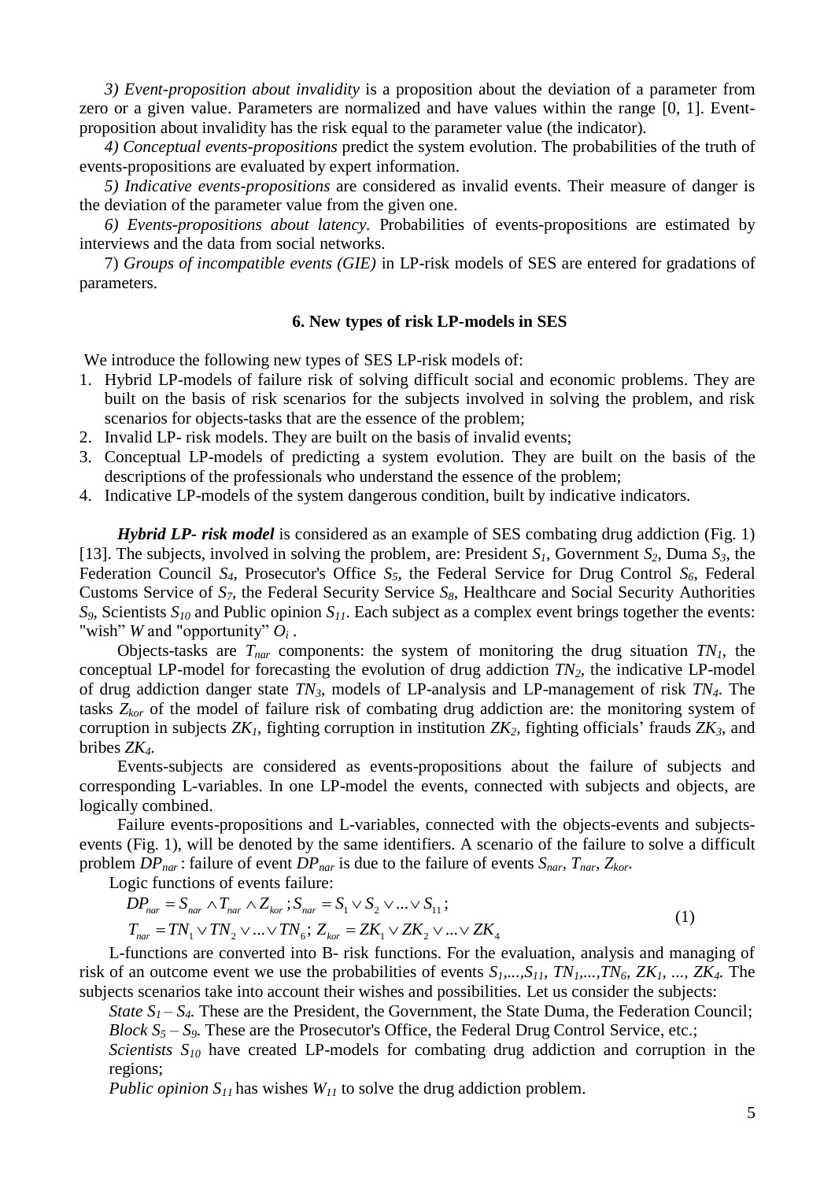*3) Event-proposition about invalidity* is a proposition about the deviation of a parameter from zero or a given value. Parameters are normalized and have values within the range [0, 1]. Event-proposition about invalidity has the risk equal to the parameter value (the indicator).

*4) Conceptual events-propositions* predict the system evolution. The probabilities of the truth of events-propositions are evaluated by expert information.

*5) Indicative events-propositions* are considered as invalid events. Their measure of danger is the deviation of the parameter value from the given one.

*6) Events-propositions about latency.* Probabilities of events-propositions are estimated by interviews and the data from social networks.

7) *Groups of incompatible events (GIE)* in LP-risk models of SES are entered for gradations of parameters.

### 6. New types of risk LP-models in SES

We introduce the following new types of SES LP-risk models of:

1. Hybrid LP-models of failure risk of solving difficult social and economic problems. They are built on the basis of risk scenarios for the subjects involved in solving the problem, and risk scenarios for objects-tasks that are the essence of the problem;
2. Invalid LP- risk models. They are built on the basis of invalid events;
3. Conceptual LP-models of predicting a system evolution. They are built on the basis of the descriptions of the professionals who understand the essence of the problem;
4. Indicative LP-models of the system dangerous condition, built by indicative indicators.

***Hybrid LP- risk model*** is considered as an example of SES combating drug addiction (Fig. 1) [13]. The subjects, involved in solving the problem, are: President $S_1$, Government $S_2$, Duma $S_3$, the Federation Council $S_4$, Prosecutor's Office $S_5$, the Federal Service for Drug Control $S_6$, Federal Customs Service of $S_7$, the Federal Security Service $S_8$, Healthcare and Social Security Authorities $S_9$, Scientists $S_{10}$ and Public opinion $S_{11}$. Each subject as a complex event brings together the events: "wish" $W$ and "opportunity" $O_i$ .

Objects-tasks are $T_{nar}$ components: the system of monitoring the drug situation $TN_1$, the conceptual LP-model for forecasting the evolution of drug addiction $TN_2$, the indicative LP-model of drug addiction danger state $TN_3$, models of LP-analysis and LP-management of risk $TN_4$. The tasks $Z_{kor}$ of the model of failure risk of combating drug addiction are: the monitoring system of corruption in subjects $ZK_1$, fighting corruption in institution $ZK_2$, fighting officials' frauds $ZK_3$, and bribes $ZK_4$.

Events-subjects are considered as events-propositions about the failure of subjects and corresponding L-variables. In one LP-model the events, connected with subjects and objects, are logically combined.

Failure events-propositions and L-variables, connected with the objects-events and subjects-events (Fig. 1), will be denoted by the same identifiers. A scenario of the failure to solve a difficult problem $DP_{nar}$ : failure of event $DP_{nar}$ is due to the failure of events $S_{nar}$, $T_{nar}$, $Z_{kor}$.

Logic functions of events failure:

$$
\begin{aligned}
&DP_{nar} = S_{nar} \wedge T_{nar} \wedge Z_{kor}\,; S_{nar} = S_1 \vee S_2 \vee ... \vee S_{11}\,; \\
&T_{nar} = TN_1 \vee TN_2 \vee ... \vee TN_6\,;\; Z_{kor} = ZK_1 \vee ZK_2 \vee ... \vee ZK_4
\end{aligned}
\tag{1}
$$

L-functions are converted into B- risk functions. For the evaluation, analysis and managing of risk of an outcome event we use the probabilities of events $S_1,...,S_{11}$, $TN_1,...,TN_6$, $ZK_1$, ..., $ZK_4$. The subjects scenarios take into account their wishes and possibilities. Let us consider the subjects:

*State $S_1 – S_4$.* These are the President, the Government, the State Duma, the Federation Council;

*Block $S_5 – S_9$.* These are the Prosecutor's Office, the Federal Drug Control Service, etc.;

*Scientists $S_{10}$* have created LP-models for combating drug addiction and corruption in the regions;

*Public opinion $S_{11}$* has wishes $W_{11}$ to solve the drug addiction problem.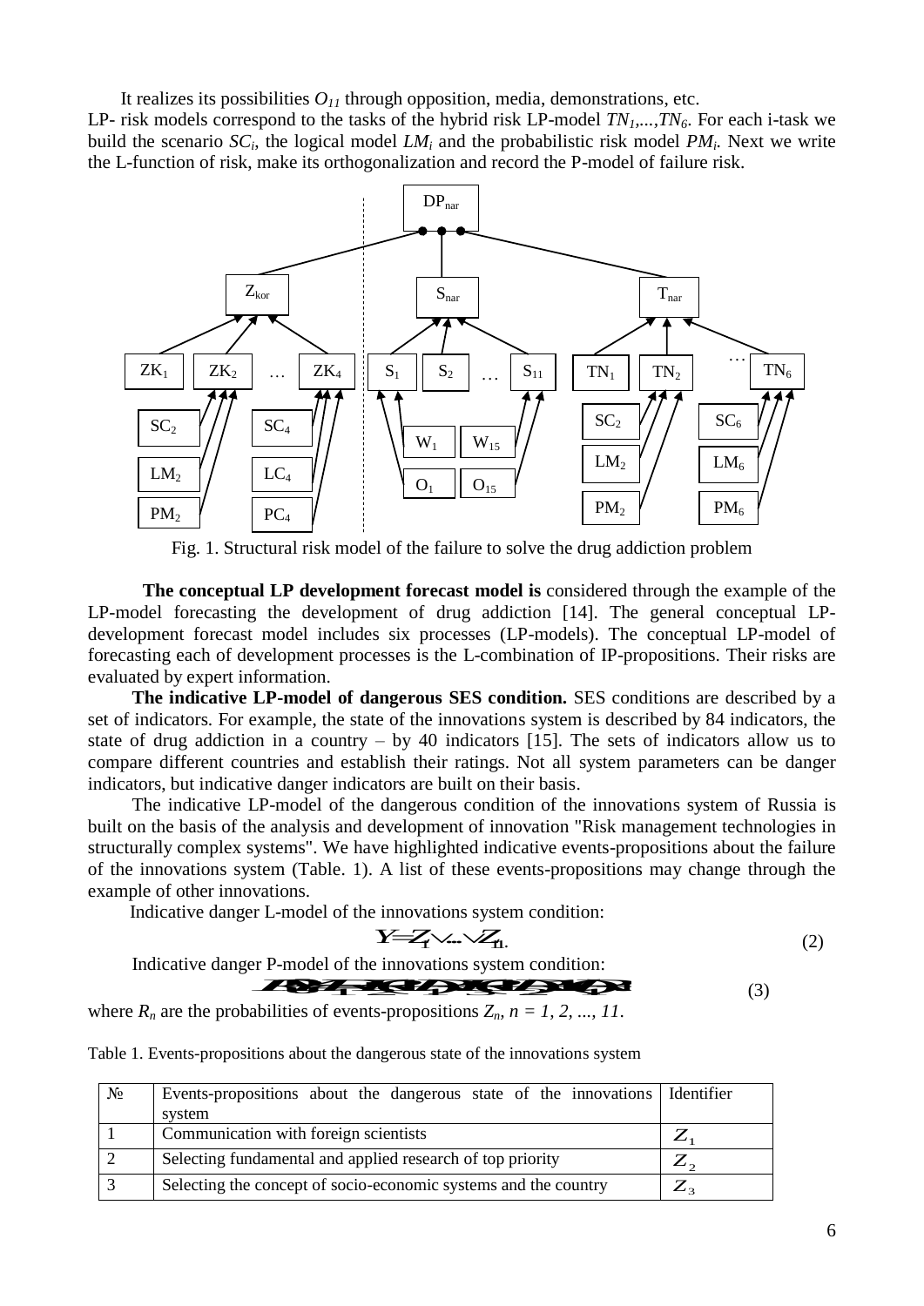It realizes its possibilities $O_{11}$ through opposition, media, demonstrations, etc.

LP- risk models correspond to the tasks of the hybrid risk LP-model $TN_1,...,TN_6$. For each i-task we build the scenario $SC_i$, the logical model $LM_i$ and the probabilistic risk model $PM_i$. Next we write the L-function of risk, make its orthogonalization and record the P-model of failure risk.

Fig. 1. Structural risk model of the failure to solve the drug addiction problem

**The conceptual LP development forecast model is** considered through the example of the LP-model forecasting the development of drug addiction [14]. The general conceptual LP-development forecast model includes six processes (LP-models). The conceptual LP-model of forecasting each of development processes is the L-combination of IP-propositions. Their risks are evaluated by expert information.

**The indicative LP-model of dangerous SES condition.** SES conditions are described by a set of indicators. For example, the state of the innovations system is described by 84 indicators, the state of drug addiction in a country – by 40 indicators [15]. The sets of indicators allow us to compare different countries and establish their ratings. Not all system parameters can be danger indicators, but indicative danger indicators are built on their basis.

The indicative LP-model of the dangerous condition of the innovations system of Russia is built on the basis of the analysis and development of innovation "Risk management technologies in structurally complex systems". We have highlighted indicative events-propositions about the failure of the innovations system (Table. 1). A list of these events-propositions may change through the example of other innovations.

Indicative danger L-model of the innovations system condition:

$$Y = Z_1 \vee ... \vee Z_{11}. \tag{2}$$

Indicative danger P-model of the innovations system condition:

$$P\{Y=1\} = 1 - (1-R_1)(1-R_2)\dots(1-R_{11}) \tag{3}$$

where $R_n$ are the probabilities of events-propositions $Z_n$, $n = 1, 2, ..., 11$.

Table 1. Events-propositions about the dangerous state of the innovations system

| № | Events-propositions about the dangerous state of the innovations system | Identifier |
|---|---|---|
| 1 | Communication with foreign scientists | $Z_1$ |
| 2 | Selecting fundamental and applied research of top priority | $Z_2$ |
| 3 | Selecting the concept of socio-economic systems and the country | $Z_3$ |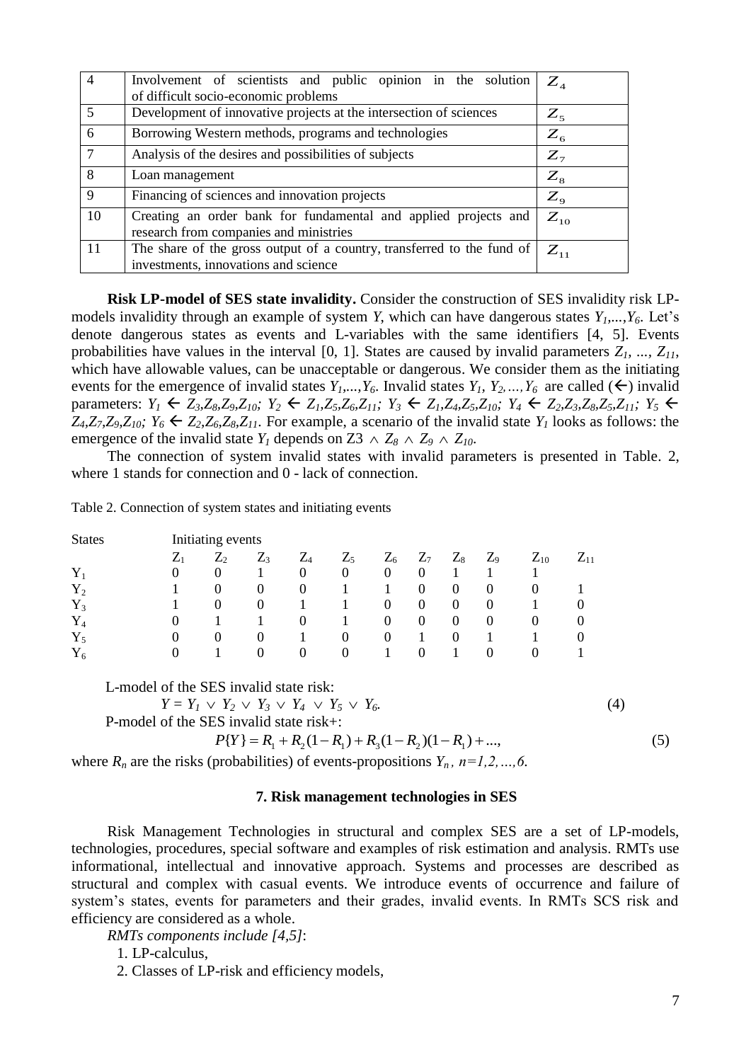| 4 | Involvement of scientists and public opinion in the solution of difficult socio-economic problems | $Z_4$ |
|---|---|---|
| 5 | Development of innovative projects at the intersection of sciences | $Z_5$ |
| 6 | Borrowing Western methods, programs and technologies | $Z_6$ |
| 7 | Analysis of the desires and possibilities of subjects | $Z_7$ |
| 8 | Loan management | $Z_8$ |
| 9 | Financing of sciences and innovation projects | $Z_9$ |
| 10 | Creating an order bank for fundamental and applied projects and research from companies and ministries | $Z_{10}$ |
| 11 | The share of the gross output of a country, transferred to the fund of investments, innovations and science | $Z_{11}$ |

**Risk LP-model of SES state invalidity.** Consider the construction of SES invalidity risk LP-models invalidity through an example of system $Y$, which can have dangerous states $Y_1,...,Y_6$. Let's denote dangerous states as events and L-variables with the same identifiers [4, 5]. Events probabilities have values in the interval [0, 1]. States are caused by invalid parameters $Z_1, ..., Z_{11}$, which have allowable values, can be unacceptable or dangerous. We consider them as the initiating events for the emergence of invalid states $Y_1,...,Y_6$. Invalid states $Y_1, Y_2,...,Y_6$ are called ($\leftarrow$) invalid parameters: $Y_1 \leftarrow Z_3,Z_8,Z_9,Z_{10}$; $Y_2 \leftarrow Z_1,Z_5,Z_6,Z_{11}$; $Y_3 \leftarrow Z_1,Z_4,Z_5,Z_{10}$; $Y_4 \leftarrow Z_2,Z_3,Z_8,Z_5,Z_{11}$; $Y_5 \leftarrow Z_4,Z_7,Z_9,Z_{10}$; $Y_6 \leftarrow Z_2,Z_6,Z_8,Z_{11}$. For example, a scenario of the invalid state $Y_1$ looks as follows: the emergence of the invalid state $Y_1$ depends on $Z3 \wedge Z_8 \wedge Z_9 \wedge Z_{10}$.

The connection of system invalid states with invalid parameters is presented in Table. 2, where 1 stands for connection and 0 - lack of connection.

Table 2. Connection of system states and initiating events

| States | Initiating events | | | | | | | | | | |
|---|---|---|---|---|---|---|---|---|---|---|---|
| | $Z_1$ | $Z_2$ | $Z_3$ | $Z_4$ | $Z_5$ | $Z_6$ | $Z_7$ | $Z_8$ | $Z_9$ | $Z_{10}$ | $Z_{11}$ |
| $Y_1$ | 0 | 0 | 1 | 0 | 0 | 0 | 0 | 1 | 1 | 1 | |
| $Y_2$ | 1 | 0 | 0 | 0 | 1 | 1 | 0 | 0 | 0 | 0 | 1 |
| $Y_3$ | 1 | 0 | 0 | 1 | 1 | 0 | 0 | 0 | 0 | 1 | 0 |
| $Y_4$ | 0 | 1 | 1 | 0 | 1 | 0 | 0 | 0 | 0 | 0 | 0 |
| $Y_5$ | 0 | 0 | 0 | 1 | 0 | 0 | 1 | 0 | 1 | 1 | 0 |
| $Y_6$ | 0 | 1 | 0 | 0 | 0 | 1 | 0 | 1 | 0 | 0 | 1 |

L-model of the SES invalid state risk:

$$Y = Y_1 \vee Y_2 \vee Y_3 \vee Y_4 \vee Y_5 \vee Y_6. \tag{4}$$

P-model of the SES invalid state risk+:

$$P\{Y\} = R_1 + R_2(1-R_1) + R_3(1-R_2)(1-R_1) + ..., \tag{5}$$

where $R_n$ are the risks (probabilities) of events-propositions $Y_n$, $n=1,2,...,6$.

## 7. Risk management technologies in SES

Risk Management Technologies in structural and complex SES are a set of LP-models, technologies, procedures, special software and examples of risk estimation and analysis. RMTs use informational, intellectual and innovative approach. Systems and processes are described as structural and complex with casual events. We introduce events of occurrence and failure of system's states, events for parameters and their grades, invalid events. In RMTs SCS risk and efficiency are considered as a whole.

*RMTs components include [4,5]*:

1. LP-calculus,
2. Classes of LP-risk and efficiency models,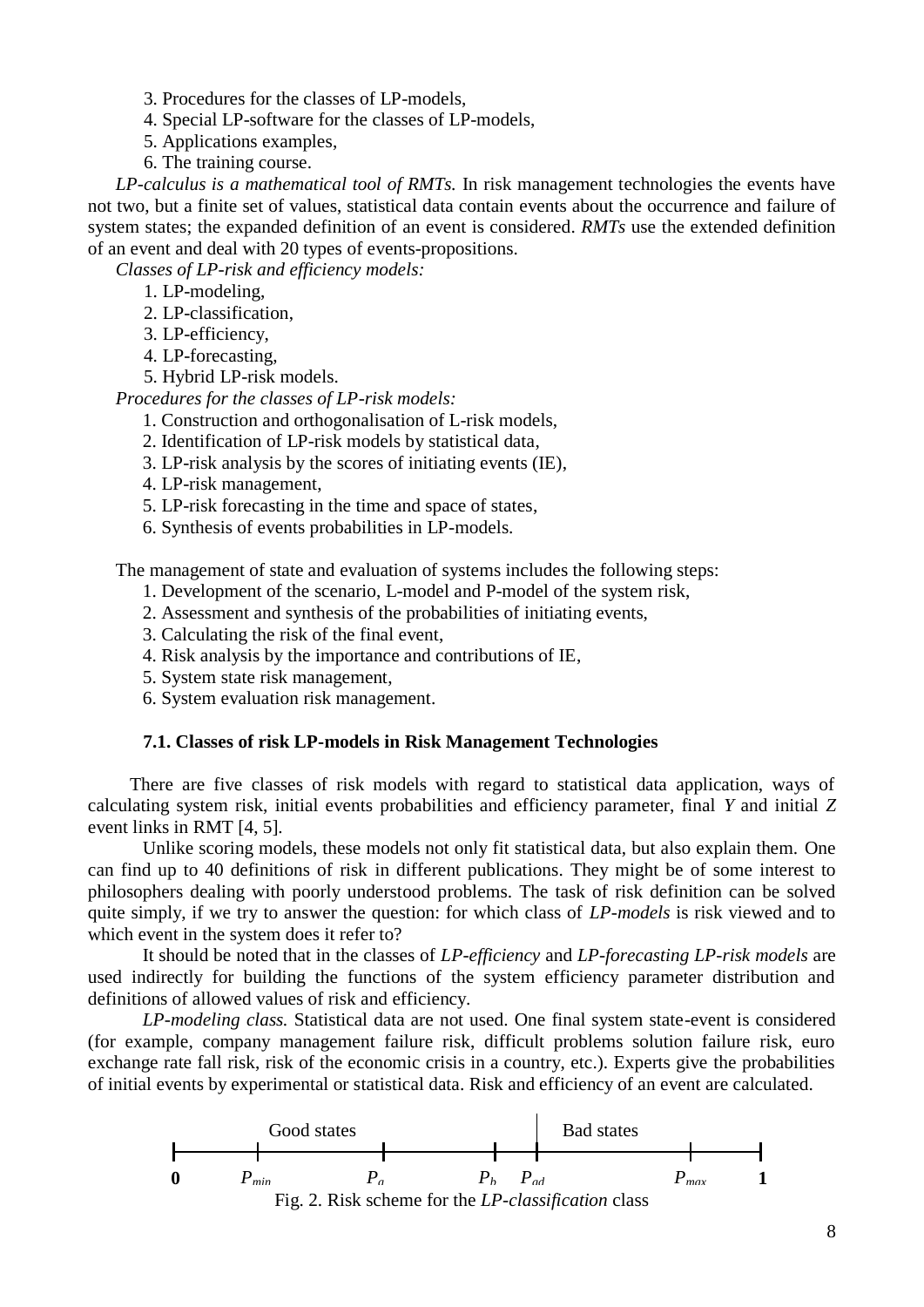3. Procedures for the classes of LP-models,
4. Special LP-software for the classes of LP-models,
5. Applications examples,
6. The training course.

*LP-calculus is a mathematical tool of RMTs.* In risk management technologies the events have not two, but a finite set of values, statistical data contain events about the occurrence and failure of system states; the expanded definition of an event is considered. *RMTs* use the extended definition of an event and deal with 20 types of events-propositions.

*Classes of LP-risk and efficiency models:*

1. LP-modeling,
2. LP-classification,
3. LP-efficiency,
4. LP-forecasting,
5. Hybrid LP-risk models.

*Procedures for the classes of LP-risk models:*

1. Construction and orthogonalisation of L-risk models,
2. Identification of LP-risk models by statistical data,
3. LP-risk analysis by the scores of initiating events (IE),
4. LP-risk management,
5. LP-risk forecasting in the time and space of states,
6. Synthesis of events probabilities in LP-models.

The management of state and evaluation of systems includes the following steps:

1. Development of the scenario, L-model and P-model of the system risk,
2. Assessment and synthesis of the probabilities of initiating events,
3. Calculating the risk of the final event,
4. Risk analysis by the importance and contributions of IE,
5. System state risk management,
6. System evaluation risk management.

### 7.1. Classes of risk LP-models in Risk Management Technologies

There are five classes of risk models with regard to statistical data application, ways of calculating system risk, initial events probabilities and efficiency parameter, final $Y$ and initial $Z$ event links in RMT [4, 5].

Unlike scoring models, these models not only fit statistical data, but also explain them. One can find up to 40 definitions of risk in different publications. They might be of some interest to philosophers dealing with poorly understood problems. The task of risk definition can be solved quite simply, if we try to answer the question: for which class of *LP-models* is risk viewed and to which event in the system does it refer to?

It should be noted that in the classes of *LP-efficiency* and *LP-forecasting LP-risk models* are used indirectly for building the functions of the system efficiency parameter distribution and definitions of allowed values of risk and efficiency.

*LP-modeling class.* Statistical data are not used. One final system state-event is considered (for example, company management failure risk, difficult problems solution failure risk, euro exchange rate fall risk, risk of the economic crisis in a country, etc.). Experts give the probabilities of initial events by experimental or statistical data. Risk and efficiency of an event are calculated.

Good states | Bad states

**0** $P_{min}$ $P_a$ $P_b$ $P_{ad}$ $P_{max}$ **1**

Fig. 2. Risk scheme for the *LP-classification* class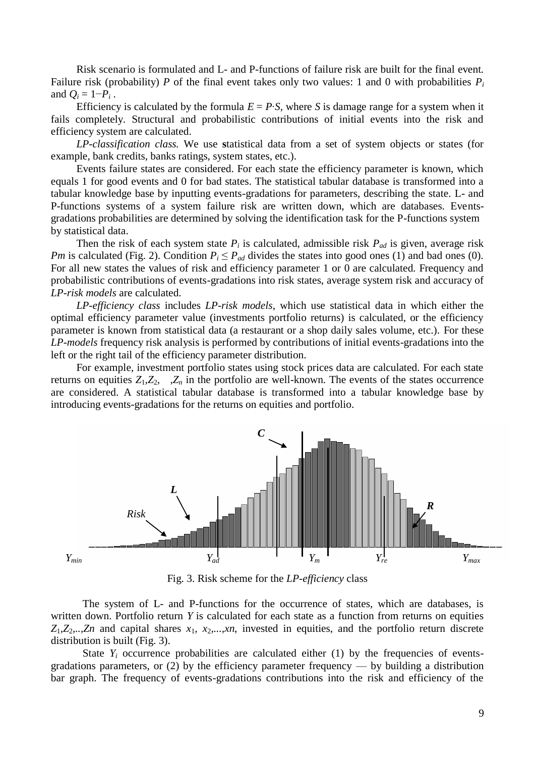Risk scenario is formulated and L- and P-functions of failure risk are built for the final event. Failure risk (probability) $P$ of the final event takes only two values: 1 and 0 with probabilities $P_i$ and $Q_i = 1-P_i$ .

Efficiency is calculated by the formula $E = P \cdot S$, where $S$ is damage range for a system when it fails completely. Structural and probabilistic contributions of initial events into the risk and efficiency system are calculated.

*LP-classification class.* We use statistical data from a set of system objects or states (for example, bank credits, banks ratings, system states, etc.).

Events failure states are considered. For each state the efficiency parameter is known, which equals 1 for good events and 0 for bad states. The statistical tabular database is transformed into a tabular knowledge base by inputting events-gradations for parameters, describing the state. L- and P-functions systems of a system failure risk are written down, which are databases. Events-gradations probabilities are determined by solving the identification task for the P-functions system by statistical data.

Then the risk of each system state $P_i$ is calculated, admissible risk $P_{ad}$ is given, average risk $Pm$ is calculated (Fig. 2). Condition $P_i \leq P_{ad}$ divides the states into good ones (1) and bad ones (0). For all new states the values of risk and efficiency parameter 1 or 0 are calculated. Frequency and probabilistic contributions of events-gradations into risk states, average system risk and accuracy of *LP-risk models* are calculated.

*LP-efficiency class* includes *LP-risk models*, which use statistical data in which either the optimal efficiency parameter value (investments portfolio returns) is calculated, or the efficiency parameter is known from statistical data (a restaurant or a shop daily sales volume, etc.). For these *LP-models* frequency risk analysis is performed by contributions of initial events-gradations into the left or the right tail of the efficiency parameter distribution.

For example, investment portfolio states using stock prices data are calculated. For each state returns on equities $Z_1, Z_2, \ldots, Z_n$ in the portfolio are well-known. The events of the states occurrence are considered. A statistical tabular database is transformed into a tabular knowledge base by introducing events-gradations for the returns on equities and portfolio.

Fig. 3. Risk scheme for the *LP-efficiency* class

The system of L- and P-functions for the occurrence of states, which are databases, is written down. Portfolio return $Y$ is calculated for each state as a function from returns on equities $Z_1, Z_2, \ldots, Zn$ and capital shares $x_1, x_2, \ldots, xn$, invested in equities, and the portfolio return discrete distribution is built (Fig. 3).

State $Y_i$ occurrence probabilities are calculated either (1) by the frequencies of events-gradations parameters, or (2) by the efficiency parameter frequency — by building a distribution bar graph. The frequency of events-gradations contributions into the risk and efficiency of the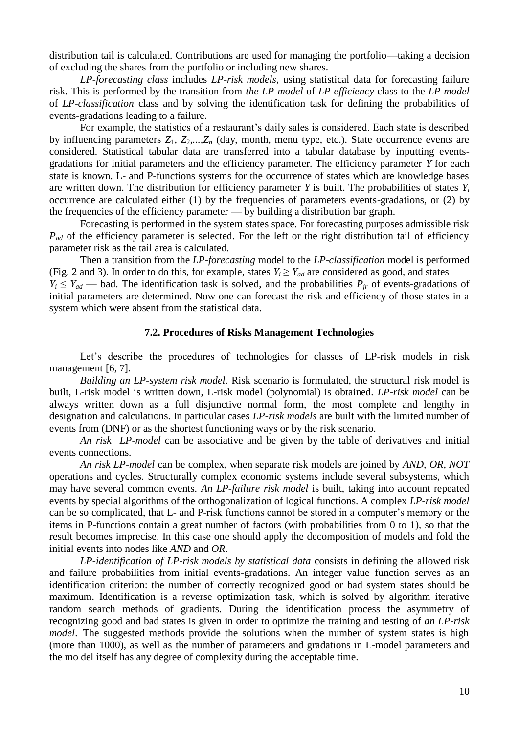distribution tail is calculated. Contributions are used for managing the portfolio—taking a decision of excluding the shares from the portfolio or including new shares.

*LP-forecasting class* includes *LP-risk models*, using statistical data for forecasting failure risk. This is performed by the transition from *the LP-model* of *LP-efficiency* class to the *LP-model* of *LP-classification* class and by solving the identification task for defining the probabilities of events-gradations leading to a failure.

For example, the statistics of a restaurant's daily sales is considered. Each state is described by influencing parameters $Z_1$, $Z_2$,...,$Z_n$ (day, month, menu type, etc.). State occurrence events are considered. Statistical tabular data are transferred into a tabular database by inputting events-gradations for initial parameters and the efficiency parameter. The efficiency parameter $Y$ for each state is known. L- and P-functions systems for the occurrence of states which are knowledge bases are written down. The distribution for efficiency parameter $Y$ is built. The probabilities of states $Y_i$ occurrence are calculated either (1) by the frequencies of parameters events-gradations, or (2) by the frequencies of the efficiency parameter — by building a distribution bar graph.

Forecasting is performed in the system states space. For forecasting purposes admissible risk $P_{ad}$ of the efficiency parameter is selected. For the left or the right distribution tail of efficiency parameter risk as the tail area is calculated.

Then a transition from the *LP-forecasting* model to the *LP-classification* model is performed (Fig. 2 and 3). In order to do this, for example, states $Y_i \geq Y_{ad}$ are considered as good, and states $Y_i \leq Y_{ad}$ — bad. The identification task is solved, and the probabilities $P_{jr}$ of events-gradations of initial parameters are determined. Now one can forecast the risk and efficiency of those states in a system which were absent from the statistical data.

### 7.2. Procedures of Risks Management Technologies

Let's describe the procedures of technologies for classes of LP-risk models in risk management [6, 7].

*Building an LP-system risk model.* Risk scenario is formulated, the structural risk model is built, L-risk model is written down, L-risk model (polynomial) is obtained. *LP-risk model* can be always written down as a full disjunctive normal form, the most complete and lengthy in designation and calculations. In particular cases *LP-risk models* are built with the limited number of events from (DNF) or as the shortest functioning ways or by the risk scenario.

*An risk LP-model* can be associative and be given by the table of derivatives and initial events connections.

*An risk LP-model* can be complex, when separate risk models are joined by *AND, OR, NOT* operations and cycles. Structurally complex economic systems include several subsystems, which may have several common events. *An LP-failure risk model* is built, taking into account repeated events by special algorithms of the orthogonalization of logical functions. A complex *LP-risk model* can be so complicated, that L- and P-risk functions cannot be stored in a computer's memory or the items in P-functions contain a great number of factors (with probabilities from 0 to 1), so that the result becomes imprecise. In this case one should apply the decomposition of models and fold the initial events into nodes like *AND* and *OR*.

*LP-identification of LP-risk models by statistical data* consists in defining the allowed risk and failure probabilities from initial events-gradations. An integer value function serves as an identification criterion: the number of correctly recognized good or bad system states should be maximum. Identification is a reverse optimization task, which is solved by algorithm iterative random search methods of gradients. During the identification process the asymmetry of recognizing good and bad states is given in order to optimize the training and testing of *an LP-risk model*. The suggested methods provide the solutions when the number of system states is high (more than 1000), as well as the number of parameters and gradations in L-model parameters and the mo del itself has any degree of complexity during the acceptable time.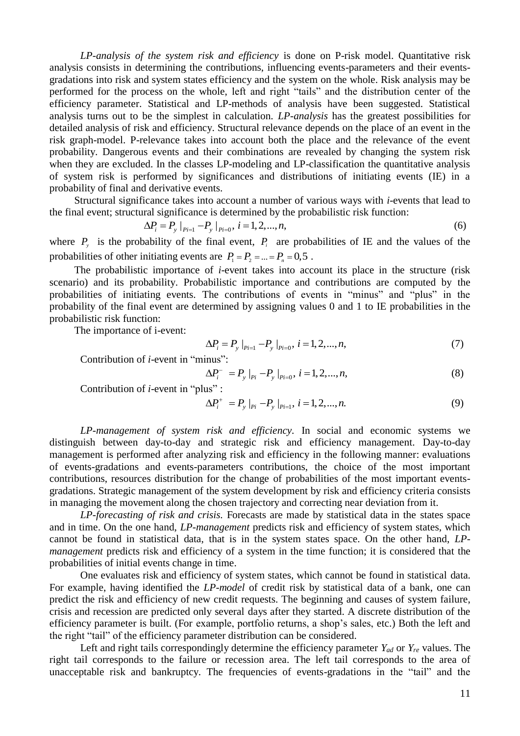*LP-analysis of the system risk and efficiency* is done on P-risk model. Quantitative risk analysis consists in determining the contributions, influencing events-parameters and their events-gradations into risk and system states efficiency and the system on the whole. Risk analysis may be performed for the process on the whole, left and right "tails" and the distribution center of the efficiency parameter. Statistical and LP-methods of analysis have been suggested. Statistical analysis turns out to be the simplest in calculation. *LP-analysis* has the greatest possibilities for detailed analysis of risk and efficiency. Structural relevance depends on the place of an event in the risk graph-model. P-relevance takes into account both the place and the relevance of the event probability. Dangerous events and their combinations are revealed by changing the system risk when they are excluded. In the classes LP-modeling and LP-classification the quantitative analysis of system risk is performed by significances and distributions of initiating events (IE) in a probability of final and derivative events.

Structural significance takes into account a number of various ways with *i*-events that lead to the final event; structural significance is determined by the probabilistic risk function:

$$\Delta P_i = P_y\,|_{Pi=1} - P_y\,|_{Pi=0},\ i = 1, 2, ..., n, \tag{6}$$

where $P_y$ is the probability of the final event, $P_i$ are probabilities of IE and the values of the probabilities of other initiating events are $P_1 = P_2 = ... = P_n = 0{,}5$ .

The probabilistic importance of *i*-event takes into account its place in the structure (risk scenario) and its probability. Probabilistic importance and contributions are computed by the probabilities of initiating events. The contributions of events in "minus" and "plus" in the probability of the final event are determined by assigning values 0 and 1 to IE probabilities in the probabilistic risk function:

The importance of i-event:

$$\Delta P_i = P_y\,|_{Pi=1} - P_y\,|_{Pi=0},\ i = 1, 2, ..., n, \tag{7}$$

Contribution of *i*-event in "minus":

$$\Delta P_i^- = P_y\,|_{Pi} - P_y\,|_{Pi=0},\ i = 1, 2, ..., n, \tag{8}$$

Contribution of *i*-event in "plus" :

$$\Delta P_i^+ = P_y\,|_{Pi} - P_y\,|_{Pi=1},\ i = 1, 2, ..., n. \tag{9}$$

*LP-management of system risk and efficiency*. In social and economic systems we distinguish between day-to-day and strategic risk and efficiency management. Day-to-day management is performed after analyzing risk and efficiency in the following manner: evaluations of events-gradations and events-parameters contributions, the choice of the most important contributions, resources distribution for the change of probabilities of the most important events-gradations. Strategic management of the system development by risk and efficiency criteria consists in managing the movement along the chosen trajectory and correcting near deviation from it.

*LP-forecasting of risk and crisis.* Forecasts are made by statistical data in the states space and in time. On the one hand, *LP-management* predicts risk and efficiency of system states, which cannot be found in statistical data, that is in the system states space. On the other hand, *LP-management* predicts risk and efficiency of a system in the time function; it is considered that the probabilities of initial events change in time.

One evaluates risk and efficiency of system states, which cannot be found in statistical data. For example, having identified the *LP-model* of credit risk by statistical data of a bank, one can predict the risk and efficiency of new credit requests. The beginning and causes of system failure, crisis and recession are predicted only several days after they started. A discrete distribution of the efficiency parameter is built. (For example, portfolio returns, a shop's sales, etc.) Both the left and the right "tail" of the efficiency parameter distribution can be considered.

Left and right tails correspondingly determine the efficiency parameter $Y_{ad}$ or $Y_{re}$ values. The right tail corresponds to the failure or recession area. The left tail corresponds to the area of unacceptable risk and bankruptcy. The frequencies of events-gradations in the "tail" and the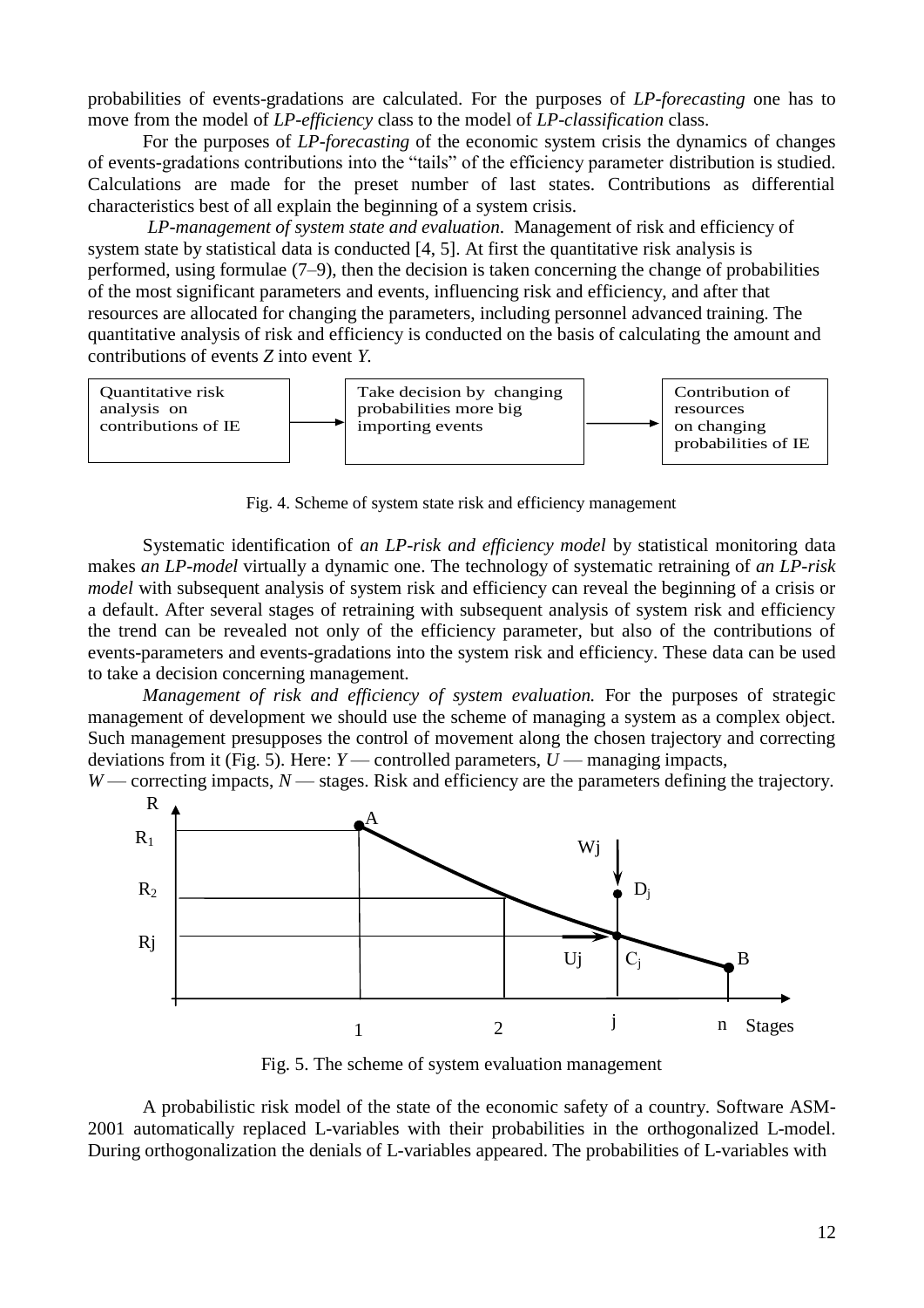probabilities of events-gradations are calculated. For the purposes of *LP-forecasting* one has to move from the model of *LP-efficiency* class to the model of *LP-classification* class.

For the purposes of *LP-forecasting* of the economic system crisis the dynamics of changes of events-gradations contributions into the "tails" of the efficiency parameter distribution is studied. Calculations are made for the preset number of last states. Contributions as differential characteristics best of all explain the beginning of a system crisis.

*LP-management of system state and evaluation.* Management of risk and efficiency of system state by statistical data is conducted [4, 5]. At first the quantitative risk analysis is performed, using formulae (7–9), then the decision is taken concerning the change of probabilities of the most significant parameters and events, influencing risk and efficiency, and after that resources are allocated for changing the parameters, including personnel advanced training. The quantitative analysis of risk and efficiency is conducted on the basis of calculating the amount and contributions of events *Z* into event *Y*.

Quantitative risk analysis on contributions of IE → Take decision by changing probabilities more big importing events → Contribution of resources on changing probabilities of IE

Fig. 4. Scheme of system state risk and efficiency management

Systematic identification of *an LP-risk and efficiency model* by statistical monitoring data makes *an LP-model* virtually a dynamic one. The technology of systematic retraining of *an LP-risk model* with subsequent analysis of system risk and efficiency can reveal the beginning of a crisis or a default. After several stages of retraining with subsequent analysis of system risk and efficiency the trend can be revealed not only of the efficiency parameter, but also of the contributions of events-parameters and events-gradations into the system risk and efficiency. These data can be used to take a decision concerning management.

*Management of risk and efficiency of system evaluation.* For the purposes of strategic management of development we should use the scheme of managing a system as a complex object. Such management presupposes the control of movement along the chosen trajectory and correcting deviations from it (Fig. 5). Here: *Y* — controlled parameters, *U* — managing impacts, *W* — correcting impacts, *N* — stages. Risk and efficiency are the parameters defining the trajectory.

Fig. 5. The scheme of system evaluation management

A probabilistic risk model of the state of the economic safety of a country. Software ASM-2001 automatically replaced L-variables with their probabilities in the orthogonalized L-model. During orthogonalization the denials of L-variables appeared. The probabilities of L-variables with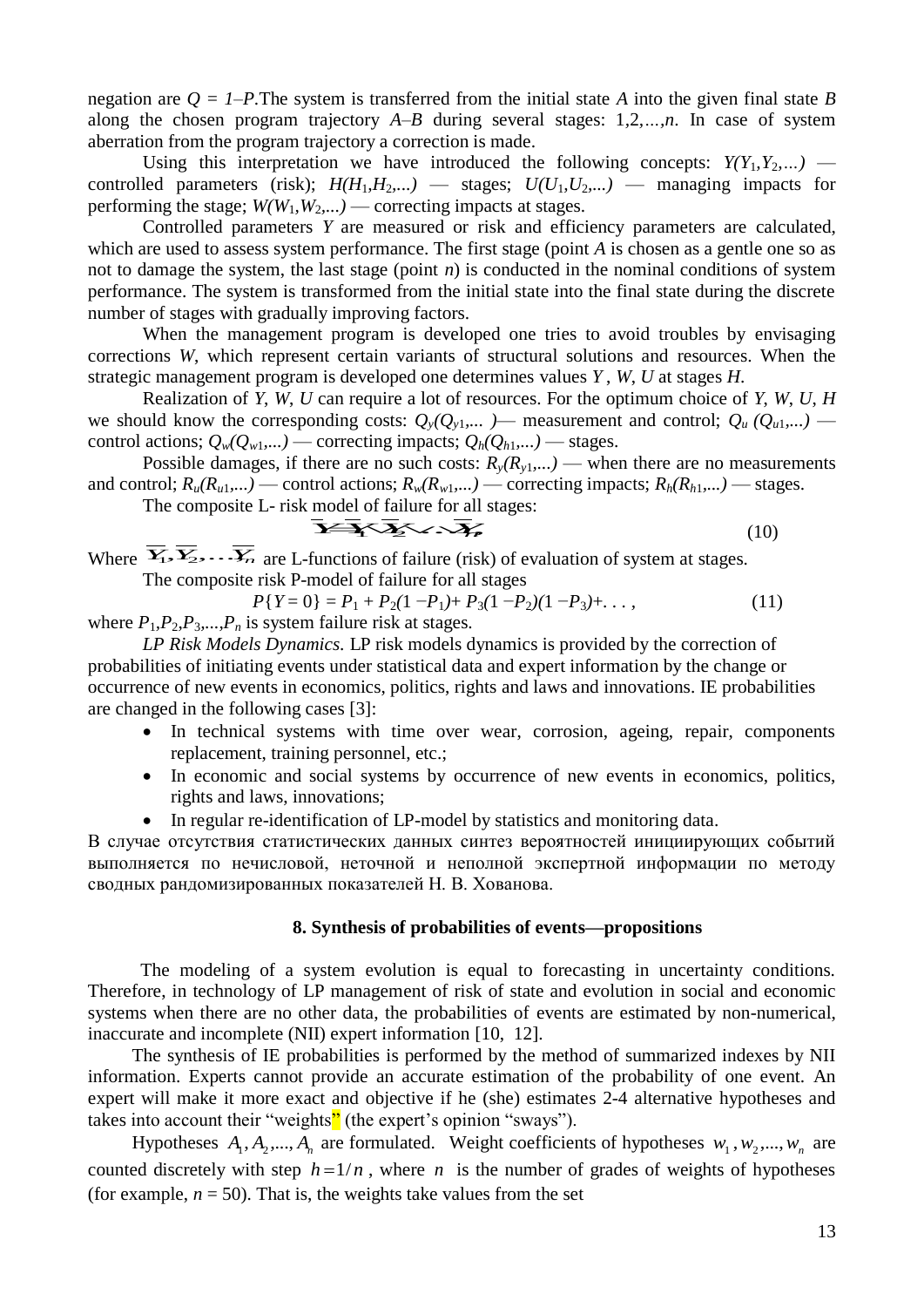negation are $Q = 1–P$.The system is transferred from the initial state *A* into the given final state *B* along the chosen program trajectory *A–B* during several stages: 1,2,…,*n*. In case of system aberration from the program trajectory a correction is made.

Using this interpretation we have introduced the following concepts: $Y(Y_1,Y_2,...)$ — controlled parameters (risk); $H(H_1,H_2,...)$ — stages; $U(U_1,U_2,...)$ — managing impacts for performing the stage; $W(W_1,W_2,...)$ — correcting impacts at stages.

Controlled parameters *Y* are measured or risk and efficiency parameters are calculated, which are used to assess system performance. The first stage (point *A* is chosen as a gentle one so as not to damage the system, the last stage (point *n*) is conducted in the nominal conditions of system performance. The system is transformed from the initial state into the final state during the discrete number of stages with gradually improving factors.

When the management program is developed one tries to avoid troubles by envisaging corrections *W*, which represent certain variants of structural solutions and resources. When the strategic management program is developed one determines values *Y* , *W*, *U* at stages *H*.

Realization of *Y*, *W*, *U* can require a lot of resources. For the optimum choice of *Y*, *W*, *U*, *H* we should know the corresponding costs: $Q_y(Q_{y1},...)$— measurement and control; $Q_u(Q_{u1},...)$ — control actions; $Q_w(Q_{w1},...)$ — correcting impacts; $Q_h(Q_{h1},...)$ — stages.

Possible damages, if there are no such costs: $R_y(R_{y1},...)$ — when there are no measurements and control; $R_u(R_{u1},...)$ — control actions; $R_w(R_{w1},...)$ — correcting impacts; $R_h(R_{h1},...)$ — stages.

The composite L- risk model of failure for all stages:

$$\overline{Y} = \overline{Y}_1 \vee \overline{Y}_2 \vee ... \vee \overline{Y}_n \tag{10}$$

Where $\overline{Y}_1, \overline{Y}_2, ... \overline{Y}_n$ are L-functions of failure (risk) of evaluation of system at stages.

The composite risk P-model of failure for all stages

$$P\{Y = 0\} = P_1 + P_2(1 - P_1) + P_3(1 - P_2)(1 - P_3) + ..., \tag{11}$$

where $P_1,P_2,P_3,...,P_n$ is system failure risk at stages.

*LP Risk Models Dynamics*. LP risk models dynamics is provided by the correction of probabilities of initiating events under statistical data and expert information by the change or occurrence of new events in economics, politics, rights and laws and innovations. IE probabilities are changed in the following cases [3]:

- In technical systems with time over wear, corrosion, ageing, repair, components replacement, training personnel, etc.;
- In economic and social systems by occurrence of new events in economics, politics, rights and laws, innovations;
- In regular re-identification of LP-model by statistics and monitoring data.

В случае отсутствия статистических данных синтез вероятностей инициирующих событий выполняется по нечисловой, неточной и неполной экспертной информации по методу сводных рандомизированных показателей Н. В. Хованова.

## 8. Synthesis of probabilities of events—propositions

The modeling of a system evolution is equal to forecasting in uncertainty conditions. Therefore, in technology of LP management of risk of state and evolution in social and economic systems when there are no other data, the probabilities of events are estimated by non-numerical, inaccurate and incomplete (NII) expert information [10, 12].

The synthesis of IE probabilities is performed by the method of summarized indexes by NII information. Experts cannot provide an accurate estimation of the probability of one event. An expert will make it more exact and objective if he (she) estimates 2-4 alternative hypotheses and takes into account their "weights" (the expert's opinion "sways").

Hypotheses $A_1, A_2,..., A_n$ are formulated. Weight coefficients of hypotheses $w_1, w_2,..., w_n$ are counted discretely with step $h = 1/n$, where $n$ is the number of grades of weights of hypotheses (for example, $n = 50$). That is, the weights take values from the set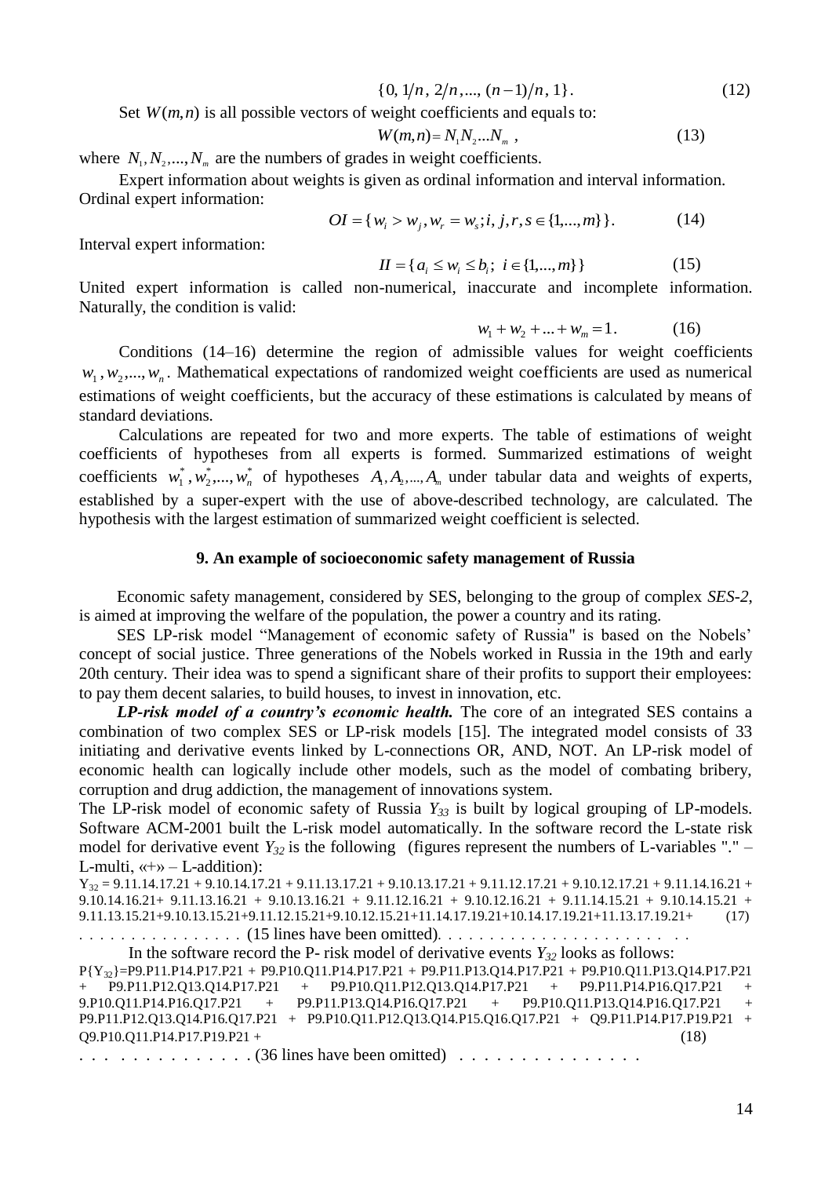$$\{0, 1/n, 2/n, ..., (n-1)/n, 1\}. \qquad (12)$$

Set $W(m,n)$ is all possible vectors of weight coefficients and equals to:

$$W(m,n) = N_1 N_2 ... N_m \ , \qquad (13)$$

where $N_1, N_2, ..., N_m$ are the numbers of grades in weight coefficients.

Expert information about weights is given as ordinal information and interval information. Ordinal expert information:

$$OI = \{w_i > w_j, w_r = w_s; i, j, r, s \in \{1, ..., m\}\}. \qquad (14)$$

Interval expert information:

$$II = \{a_i \le w_i \le b_i;\ i \in \{1, ..., m\}\} \qquad (15)$$

United expert information is called non-numerical, inaccurate and incomplete information. Naturally, the condition is valid:

$$w_1 + w_2 + ... + w_m = 1. \qquad (16)$$

Conditions (14–16) determine the region of admissible values for weight coefficients $w_1, w_2, ..., w_n$. Mathematical expectations of randomized weight coefficients are used as numerical estimations of weight coefficients, but the accuracy of these estimations is calculated by means of standard deviations.

Calculations are repeated for two and more experts. The table of estimations of weight coefficients of hypotheses from all experts is formed. Summarized estimations of weight coefficients $w_1^*, w_2^*, ..., w_n^*$ of hypotheses $A_1, A_2, ..., A_m$ under tabular data and weights of experts, established by a super-expert with the use of above-described technology, are calculated. The hypothesis with the largest estimation of summarized weight coefficient is selected.

## 9. An example of socioeconomic safety management of Russia

Economic safety management, considered by SES, belonging to the group of complex *SES-2*, is aimed at improving the welfare of the population, the power a country and its rating.

SES LP-risk model "Management of economic safety of Russia" is based on the Nobels' concept of social justice. Three generations of the Nobels worked in Russia in the 19th and early 20th century. Their idea was to spend a significant share of their profits to support their employees: to pay them decent salaries, to build houses, to invest in innovation, etc.

***LP-risk model of a country's economic health.*** The core of an integrated SES contains a combination of two complex SES or LP-risk models [15]. The integrated model consists of 33 initiating and derivative events linked by L-connections OR, AND, NOT. An LP-risk model of economic health can logically include other models, such as the model of combating bribery, corruption and drug addiction, the management of innovations system.

The LP-risk model of economic safety of Russia $Y_{33}$ is built by logical grouping of LP-models. Software ACM-2001 built the L-risk model automatically. In the software record the L-state risk model for derivative event $Y_{32}$ is the following (figures represent the numbers of L-variables "." – L-multi, «+» – L-addition):

$Y_{32}$ = 9.11.14.17.21 + 9.10.14.17.21 + 9.11.13.17.21 + 9.10.13.17.21 + 9.11.12.17.21 + 9.10.12.17.21 + 9.11.14.16.21 + 9.10.14.16.21+ 9.11.13.16.21 + 9.10.13.16.21 + 9.11.12.16.21 + 9.10.12.16.21 + 9.11.14.15.21 + 9.10.14.15.21 + 9.11.13.15.21+9.10.13.15.21+9.11.12.15.21+9.10.12.15.21+11.14.17.19.21+10.14.17.19.21+11.13.17.19.21+ (17)

. . . . . . . . . . . . . . . . (15 lines have been omitted). . . . . . . . . . . . . . . . . . . . . . . .

In the software record the P- risk model of derivative events $Y_{32}$ looks as follows:

P{$Y_{32}$}=P9.P11.P14.P17.P21 + P9.P10.Q11.P14.P17.P21 + P9.P11.P13.Q14.P17.P21 + P9.P10.Q11.P13.Q14.P17.P21 + P9.P11.P12.Q13.Q14.P17.P21 + P9.P10.Q11.P12.Q13.Q14.P17.P21 + P9.P11.P14.P16.Q17.P21 + 9.P10.Q11.P14.P16.Q17.P21 + P9.P11.P13.Q14.P16.Q17.P21 + P9.P10.Q11.P13.Q14.P16.Q17.P21 + P9.P11.P12.Q13.Q14.P16.Q17.P21 + P9.P10.Q11.P12.Q13.Q14.P15.Q16.Q17.P21 + Q9.P11.P14.P17.P19.P21 + Q9.P10.Q11.P14.P17.P19.P21 + (18)

. . . . . . . . . . . . . . (36 lines have been omitted) . . . . . . . . . . . . . . .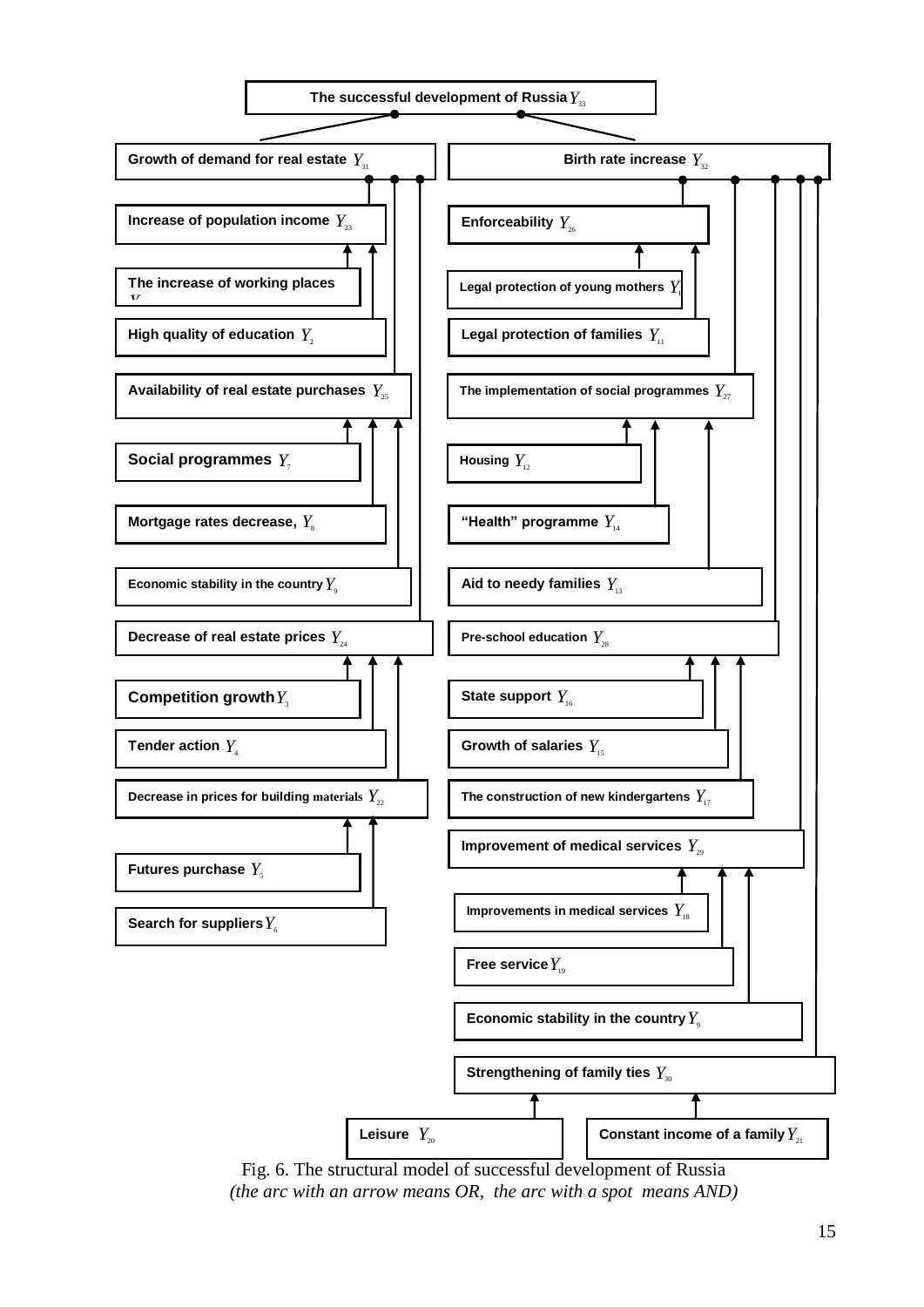**The successful development of Russia** $Y_{33}$

**Growth of demand for real estate** $Y_{31}$

**Birth rate increase** $Y_{32}$

**Increase of population income** $Y_{23}$

**The increase of working places** $Y_1$

**High quality of education** $Y_2$

**Availability of real estate purchases** $Y_{25}$

**Social programmes** $Y_7$

**Mortgage rates decrease,** $Y_8$

**Economic stability in the country** $Y_9$

**Decrease of real estate prices** $Y_{24}$

**Competition growth** $Y_3$

**Tender action** $Y_4$

**Decrease in prices for building materials** $Y_{22}$

**Futures purchase** $Y_5$

**Search for suppliers** $Y_6$

**Enforceability** $Y_{26}$

**Legal protection of young mothers** $Y_{10}$

**Legal protection of families** $Y_{11}$

**The implementation of social programmes** $Y_{27}$

**Housing** $Y_{12}$

**"Health" programme** $Y_{14}$

**Aid to needy families** $Y_{13}$

**Pre-school education** $Y_{28}$

**State support** $Y_{16}$

**Growth of salaries** $Y_{15}$

**The construction of new kindergartens** $Y_{17}$

**Improvement of medical services** $Y_{29}$

**Improvements in medical services** $Y_{18}$

**Free service** $Y_{19}$

**Economic stability in the country** $Y_9$

**Strengthening of family ties** $Y_{30}$

**Leisure** $Y_{20}$

**Constant income of a family** $Y_{21}$

Fig. 6. The structural model of successful development of Russia
*(the arc with an arrow means OR, the arc with a spot means AND)*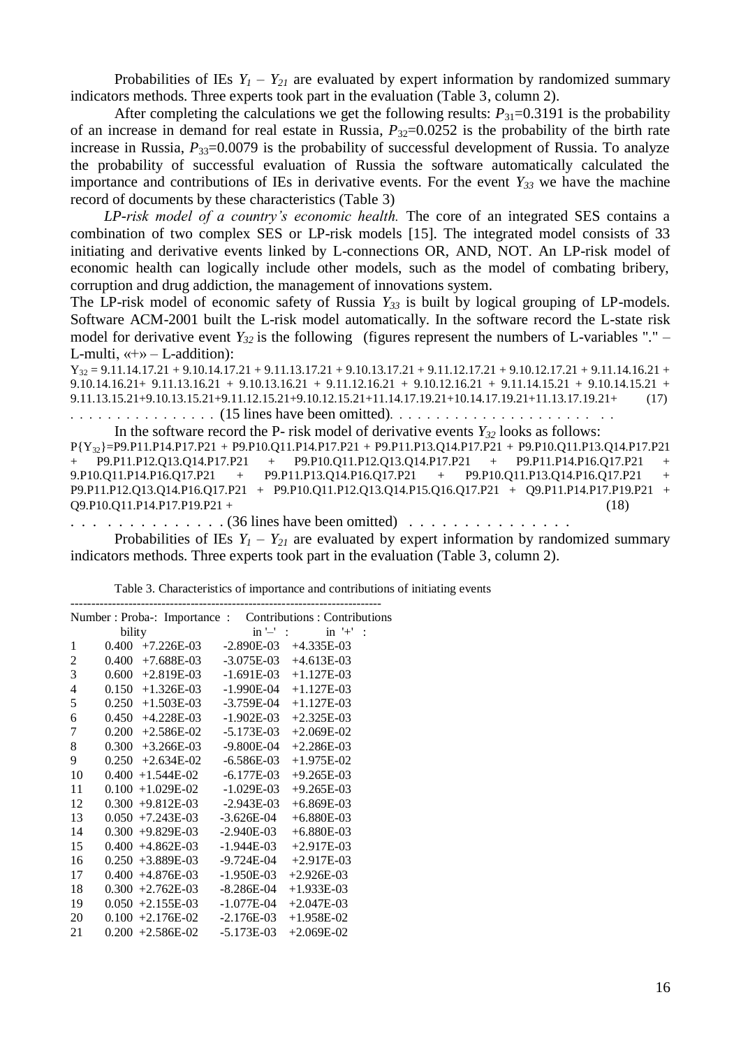Probabilities of IEs $Y_1$ – $Y_{21}$ are evaluated by expert information by randomized summary indicators methods. Three experts took part in the evaluation (Table 3, column 2).

After completing the calculations we get the following results: $P_{31}$=0.3191 is the probability of an increase in demand for real estate in Russia, $P_{32}$=0.0252 is the probability of the birth rate increase in Russia, $P_{33}$=0.0079 is the probability of successful development of Russia. To analyze the probability of successful evaluation of Russia the software automatically calculated the importance and contributions of IEs in derivative events. For the event $Y_{33}$ we have the machine record of documents by these characteristics (Table 3)

*LP-risk model of a country's economic health.* The core of an integrated SES contains a combination of two complex SES or LP-risk models [15]. The integrated model consists of 33 initiating and derivative events linked by L-connections OR, AND, NOT. An LP-risk model of economic health can logically include other models, such as the model of combating bribery, corruption and drug addiction, the management of innovations system.

The LP-risk model of economic safety of Russia $Y_{33}$ is built by logical grouping of LP-models. Software ACM-2001 built the L-risk model automatically. In the software record the L-state risk model for derivative event $Y_{32}$ is the following (figures represent the numbers of L-variables "." – L-multi, «+» – L-addition):

$Y_{32}$ = 9.11.14.17.21 + 9.10.14.17.21 + 9.11.13.17.21 + 9.10.13.17.21 + 9.11.12.17.21 + 9.10.12.17.21 + 9.11.14.16.21 + 9.10.14.16.21+ 9.11.13.16.21 + 9.10.13.16.21 + 9.11.12.16.21 + 9.10.12.16.21 + 9.11.14.15.21 + 9.10.14.15.21 + 9.11.13.15.21+9.10.13.15.21+9.11.12.15.21+9.10.12.15.21+11.14.17.19.21+10.14.17.19.21+11.13.17.19.21+ (17)

. . . . . . . . . . . . . . . . (15 lines have been omitted). . . . . . . . . . . . . . . . . . . . . . .

In the software record the P- risk model of derivative events $Y_{32}$ looks as follows:

P{$Y_{32}$}=P9.P11.P14.P17.P21 + P9.P10.Q11.P14.P17.P21 + P9.P11.P13.Q14.P17.P21 + P9.P10.Q11.P13.Q14.P17.P21 + P9.P11.P12.Q13.Q14.P17.P21 + P9.P10.Q11.P12.Q13.Q14.P17.P21 + P9.P11.P14.P16.Q17.P21 + 9.P10.Q11.P14.P16.Q17.P21 + P9.P11.P13.Q14.P16.Q17.P21 + P9.P10.Q11.P13.Q14.P16.Q17.P21 + P9.P11.P12.Q13.Q14.P16.Q17.P21 + P9.P10.Q11.P12.Q13.Q14.P15.Q16.Q17.P21 + Q9.P11.P14.P17.P19.P21 + Q9.P10.Q11.P14.P17.P19.P21 + (18)

. . . . . . . . . . . . . . (36 lines have been omitted) . . . . . . . . . . . . . . .

Probabilities of IEs $Y_1$ – $Y_{21}$ are evaluated by expert information by randomized summary indicators methods. Three experts took part in the evaluation (Table 3, column 2).

Table 3. Characteristics of importance and contributions of initiating events

| Number | Probability | Importance | Contributions in '–' | Contributions in '+' |
|---|---|---|---|---|
| 1 | 0.400 | +7.226E-03 | -2.890E-03 | +4.335E-03 |
| 2 | 0.400 | +7.688E-03 | -3.075E-03 | +4.613E-03 |
| 3 | 0.600 | +2.819E-03 | -1.691E-03 | +1.127E-03 |
| 4 | 0.150 | +1.326E-03 | -1.990E-04 | +1.127E-03 |
| 5 | 0.250 | +1.503E-03 | -3.759E-04 | +1.127E-03 |
| 6 | 0.450 | +4.228E-03 | -1.902E-03 | +2.325E-03 |
| 7 | 0.200 | +2.586E-02 | -5.173E-03 | +2.069E-02 |
| 8 | 0.300 | +3.266E-03 | -9.800E-04 | +2.286E-03 |
| 9 | 0.250 | +2.634E-02 | -6.586E-03 | +1.975E-02 |
| 10 | 0.400 | +1.544E-02 | -6.177E-03 | +9.265E-03 |
| 11 | 0.100 | +1.029E-02 | -1.029E-03 | +9.265E-03 |
| 12 | 0.300 | +9.812E-03 | -2.943E-03 | +6.869E-03 |
| 13 | 0.050 | +7.243E-03 | -3.626E-04 | +6.880E-03 |
| 14 | 0.300 | +9.829E-03 | -2.940E-03 | +6.880E-03 |
| 15 | 0.400 | +4.862E-03 | -1.944E-03 | +2.917E-03 |
| 16 | 0.250 | +3.889E-03 | -9.724E-04 | +2.917E-03 |
| 17 | 0.400 | +4.876E-03 | -1.950E-03 | +2.926E-03 |
| 18 | 0.300 | +2.762E-03 | -8.286E-04 | +1.933E-03 |
| 19 | 0.050 | +2.155E-03 | -1.077E-04 | +2.047E-03 |
| 20 | 0.100 | +2.176E-02 | -2.176E-03 | +1.958E-02 |
| 21 | 0.200 | +2.586E-02 | -5.173E-03 | +2.069E-02 |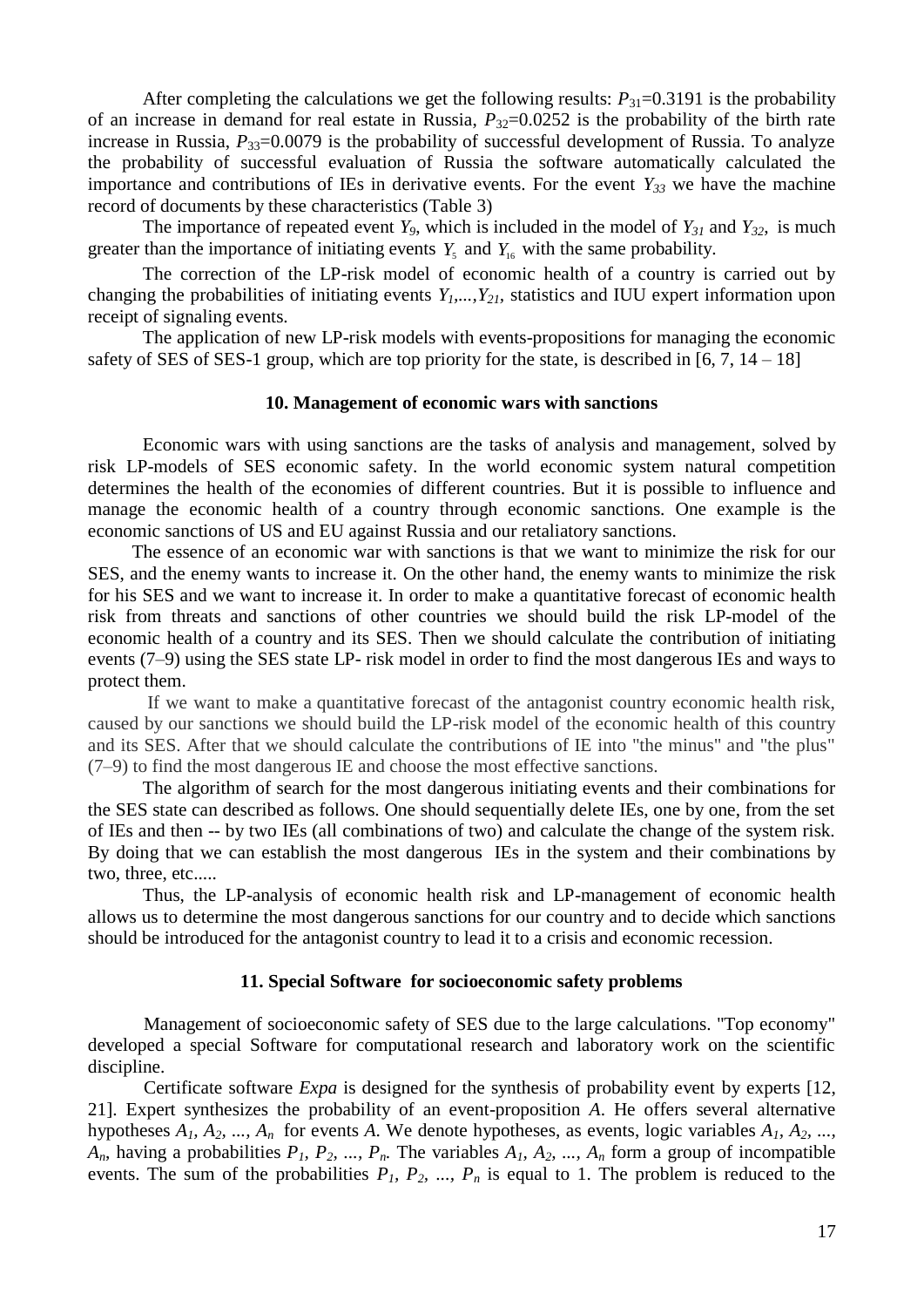After completing the calculations we get the following results: $P_{31}$=0.3191 is the probability of an increase in demand for real estate in Russia, $P_{32}$=0.0252 is the probability of the birth rate increase in Russia, $P_{33}$=0.0079 is the probability of successful development of Russia. To analyze the probability of successful evaluation of Russia the software automatically calculated the importance and contributions of IEs in derivative events. For the event $Y_{33}$ we have the machine record of documents by these characteristics (Table 3)

The importance of repeated event $Y_9$, which is included in the model of $Y_{31}$ and $Y_{32}$, is much greater than the importance of initiating events $Y_5$ and $Y_{16}$ with the same probability.

The correction of the LP-risk model of economic health of a country is carried out by changing the probabilities of initiating events $Y_1,...,Y_{21}$, statistics and IUU expert information upon receipt of signaling events.

The application of new LP-risk models with events-propositions for managing the economic safety of SES of SES-1 group, which are top priority for the state, is described in [6, 7, 14 – 18]

## 10. Management of economic wars with sanctions

Economic wars with using sanctions are the tasks of analysis and management, solved by risk LP-models of SES economic safety. In the world economic system natural competition determines the health of the economies of different countries. But it is possible to influence and manage the economic health of a country through economic sanctions. One example is the economic sanctions of US and EU against Russia and our retaliatory sanctions.

The essence of an economic war with sanctions is that we want to minimize the risk for our SES, and the enemy wants to increase it. On the other hand, the enemy wants to minimize the risk for his SES and we want to increase it. In order to make a quantitative forecast of economic health risk from threats and sanctions of other countries we should build the risk LP-model of the economic health of a country and its SES. Then we should calculate the contribution of initiating events (7–9) using the SES state LP- risk model in order to find the most dangerous IEs and ways to protect them.

If we want to make a quantitative forecast of the antagonist country economic health risk, caused by our sanctions we should build the LP-risk model of the economic health of this country and its SES. After that we should calculate the contributions of IE into "the minus" and "the plus" (7–9) to find the most dangerous IE and choose the most effective sanctions.

The algorithm of search for the most dangerous initiating events and their combinations for the SES state can described as follows. One should sequentially delete IEs, one by one, from the set of IEs and then -- by two IEs (all combinations of two) and calculate the change of the system risk. By doing that we can establish the most dangerous IEs in the system and their combinations by two, three, etc.....

Thus, the LP-analysis of economic health risk and LP-management of economic health allows us to determine the most dangerous sanctions for our country and to decide which sanctions should be introduced for the antagonist country to lead it to a crisis and economic recession.

## 11. Special Software for socioeconomic safety problems

Management of socioeconomic safety of SES due to the large calculations. "Top economy" developed a special Software for computational research and laboratory work on the scientific discipline.

Certificate software *Expa* is designed for the synthesis of probability event by experts [12, 21]. Expert synthesizes the probability of an event-proposition $A$. He offers several alternative hypotheses $A_1, A_2, ..., A_n$ for events $A$. We denote hypotheses, as events, logic variables $A_1, A_2, ..., A_n$, having a probabilities $P_1, P_2, ..., P_n$. The variables $A_1, A_2, ..., A_n$ form a group of incompatible events. The sum of the probabilities $P_1, P_2, ..., P_n$ is equal to 1. The problem is reduced to the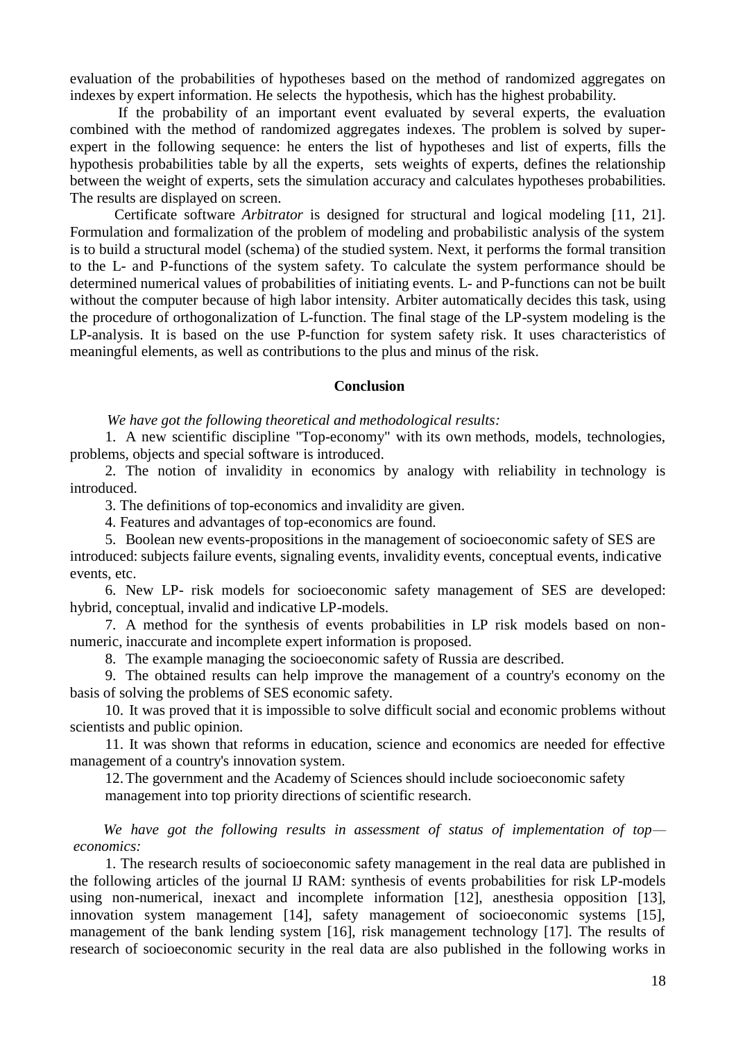evaluation of the probabilities of hypotheses based on the method of randomized aggregates on indexes by expert information. He selects the hypothesis, which has the highest probability.

If the probability of an important event evaluated by several experts, the evaluation combined with the method of randomized aggregates indexes. The problem is solved by super-expert in the following sequence: he enters the list of hypotheses and list of experts, fills the hypothesis probabilities table by all the experts, sets weights of experts, defines the relationship between the weight of experts, sets the simulation accuracy and calculates hypotheses probabilities. The results are displayed on screen.

Certificate software *Arbitrator* is designed for structural and logical modeling [11, 21]. Formulation and formalization of the problem of modeling and probabilistic analysis of the system is to build a structural model (schema) of the studied system. Next, it performs the formal transition to the L- and P-functions of the system safety. To calculate the system performance should be determined numerical values of probabilities of initiating events. L- and P-functions can not be built without the computer because of high labor intensity. Arbiter automatically decides this task, using the procedure of orthogonalization of L-function. The final stage of the LP-system modeling is the LP-analysis. It is based on the use P-function for system safety risk. It uses characteristics of meaningful elements, as well as contributions to the plus and minus of the risk.

## Conclusion

*We have got the following theoretical and methodological results:*

1. A new scientific discipline "Top-economy" with its own methods, models, technologies, problems, objects and special software is introduced.
2. The notion of invalidity in economics by analogy with reliability in technology is introduced.
3. The definitions of top-economics and invalidity are given.
4. Features and advantages of top-economics are found.
5. Boolean new events-propositions in the management of socioeconomic safety of SES are introduced: subjects failure events, signaling events, invalidity events, conceptual events, indicative events, etc.
6. New LP- risk models for socioeconomic safety management of SES are developed: hybrid, conceptual, invalid and indicative LP-models.
7. A method for the synthesis of events probabilities in LP risk models based on non-numeric, inaccurate and incomplete expert information is proposed.
8. The example managing the socioeconomic safety of Russia are described.
9. The obtained results can help improve the management of a country's economy on the basis of solving the problems of SES economic safety.
10. It was proved that it is impossible to solve difficult social and economic problems without scientists and public opinion.
11. It was shown that reforms in education, science and economics are needed for effective management of a country's innovation system.
12. The government and the Academy of Sciences should include socioeconomic safety management into top priority directions of scientific research.

*We have got the following results in assessment of status of implementation of top—economics:*

1. The research results of socioeconomic safety management in the real data are published in the following articles of the journal IJ RAM: synthesis of events probabilities for risk LP-models using non-numerical, inexact and incomplete information [12], anesthesia opposition [13], innovation system management [14], safety management of socioeconomic systems [15], management of the bank lending system [16], risk management technology [17]. The results of research of socioeconomic security in the real data are also published in the following works in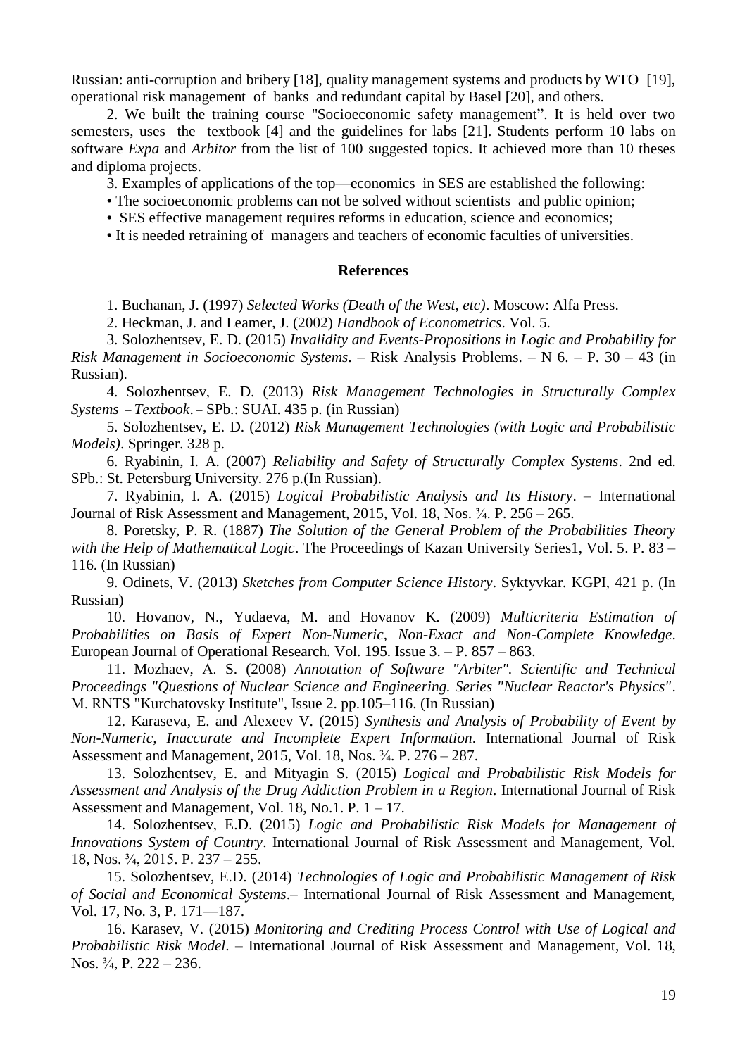Russian: anti-corruption and bribery [18], quality management systems and products by WTO [19], operational risk management of banks and redundant capital by Basel [20], and others.

2. We built the training course "Socioeconomic safety management". It is held over two semesters, uses the textbook [4] and the guidelines for labs [21]. Students perform 10 labs on software *Expa* and *Arbitor* from the list of 100 suggested topics. It achieved more than 10 theses and diploma projects.

3. Examples of applications of the top—economics in SES are established the following:

- The socioeconomic problems can not be solved without scientists and public opinion;
- SES effective management requires reforms in education, science and economics;
- It is needed retraining of managers and teachers of economic faculties of universities.

## References

1. Buchanan, J. (1997) *Selected Works (Death of the West, etc)*. Moscow: Alfa Press.

2. Heckman, J. and Leamer, J. (2002) *Handbook of Econometrics*. Vol. 5.

3. Solozhentsev, E. D. (2015) *Invalidity and Events-Propositions in Logic and Probability for Risk Management in Socioeconomic Systems*. – Risk Analysis Problems. – N 6. – P. 30 – 43 (in Russian).

4. Solozhentsev, E. D. (2013) *Risk Management Technologies in Structurally Complex Systems – Textbook*. – SPb.: SUAI. 435 p. (in Russian)

5. Solozhentsev, E. D. (2012) *Risk Management Technologies (with Logic and Probabilistic Models)*. Springer. 328 p.

6. Ryabinin, I. A. (2007) *Reliability and Safety of Structurally Complex Systems*. 2nd ed. SPb.: St. Petersburg University. 276 p.(In Russian).

7. Ryabinin, I. A. (2015) *Logical Probabilistic Analysis and Its History*. – International Journal of Risk Assessment and Management, 2015, Vol. 18, Nos. ¾. P. 256 – 265.

8. Poretsky, P. R. (1887) *The Solution of the General Problem of the Probabilities Theory with the Help of Mathematical Logic*. The Proceedings of Kazan University Series1, Vol. 5. P. 83 – 116. (In Russian)

9. Odinets, V. (2013) *Sketches from Computer Science History*. Syktyvkar. KGPI, 421 p. (In Russian)

10. Hovanov, N., Yudaeva, M. and Hovanov K. (2009) *Multicriteria Estimation of Probabilities on Basis of Expert Non-Numeric, Non-Exact and Non-Complete Knowledge*. European Journal of Operational Research. Vol. 195. Issue 3. – P. 857 – 863.

11. Mozhaev, A. S. (2008) *Annotation of Software "Arbiter". Scientific and Technical Proceedings "Questions of Nuclear Science and Engineering. Series "Nuclear Reactor's Physics"*. M. RNTS "Kurchatovsky Institute", Issue 2. pp.105–116. (In Russian)

12. Karaseva, E. and Alexeev V. (2015) *Synthesis and Analysis of Probability of Event by Non-Numeric, Inaccurate and Incomplete Expert Information*. International Journal of Risk Assessment and Management, 2015, Vol. 18, Nos. ¾. P. 276 – 287.

13. Solozhentsev, E. and Mityagin S. (2015) *Logical and Probabilistic Risk Models for Assessment and Analysis of the Drug Addiction Problem in a Region*. International Journal of Risk Assessment and Management, Vol. 18, No.1. P. 1 – 17.

14. Solozhentsev, E.D. (2015) *Logic and Probabilistic Risk Models for Management of Innovations System of Country*. International Journal of Risk Assessment and Management, Vol. 18, Nos. ¾, 2015. P. 237 – 255.

15. Solozhentsev, E.D. (2014) *Technologies of Logic and Probabilistic Management of Risk of Social and Economical Systems*.– International Journal of Risk Assessment and Management, Vol. 17, No. 3, P. 171—187.

16. Karasev, V. (2015) *Monitoring and Crediting Process Control with Use of Logical and Probabilistic Risk Model*. – International Journal of Risk Assessment and Management, Vol. 18, Nos. ¾, P. 222 – 236.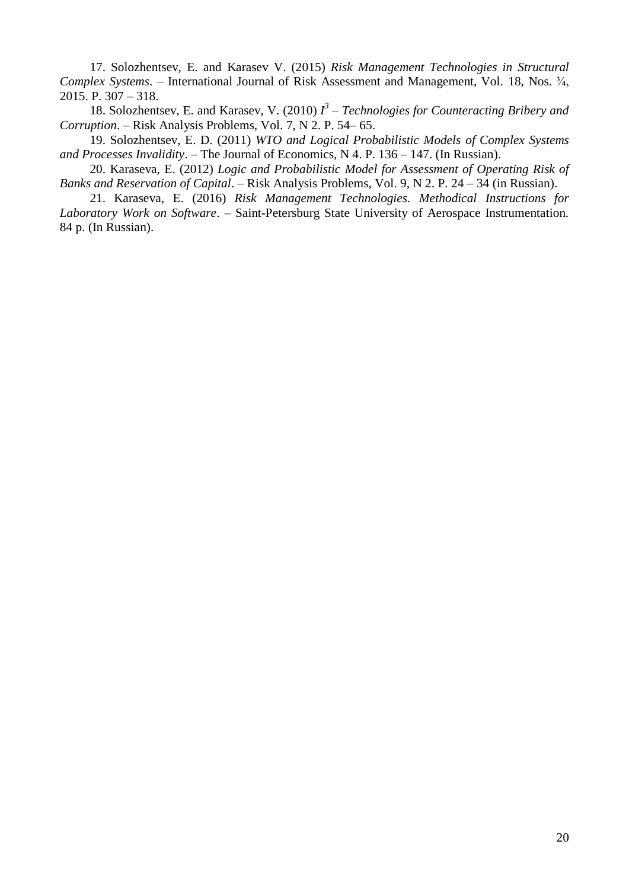17. Solozhentsev, E. and Karasev V. (2015) *Risk Management Technologies in Structural Complex Systems*. – International Journal of Risk Assessment and Management, Vol. 18, Nos. ¾, 2015. P. 307 – 318.

18. Solozhentsev, E. and Karasev, V. (2010) *$I^3$ – Technologies for Counteracting Bribery and Corruption*. – Risk Analysis Problems, Vol. 7, N 2. P. 54– 65.

19. Solozhentsev, E. D. (2011) *WTO and Logical Probabilistic Models of Complex Systems and Processes Invalidity*. – The Journal of Economics, N 4. P. 136 – 147. (In Russian).

20. Karaseva, E. (2012) *Logic and Probabilistic Model for Assessment of Operating Risk of Banks and Reservation of Capital*. – Risk Analysis Problems, Vol. 9, N 2. P. 24 – 34 (in Russian).

21. Karaseva, E. (2016) *Risk Management Technologies. Methodical Instructions for Laboratory Work on Software*. – Saint-Petersburg State University of Aerospace Instrumentation. 84 p. (In Russian).